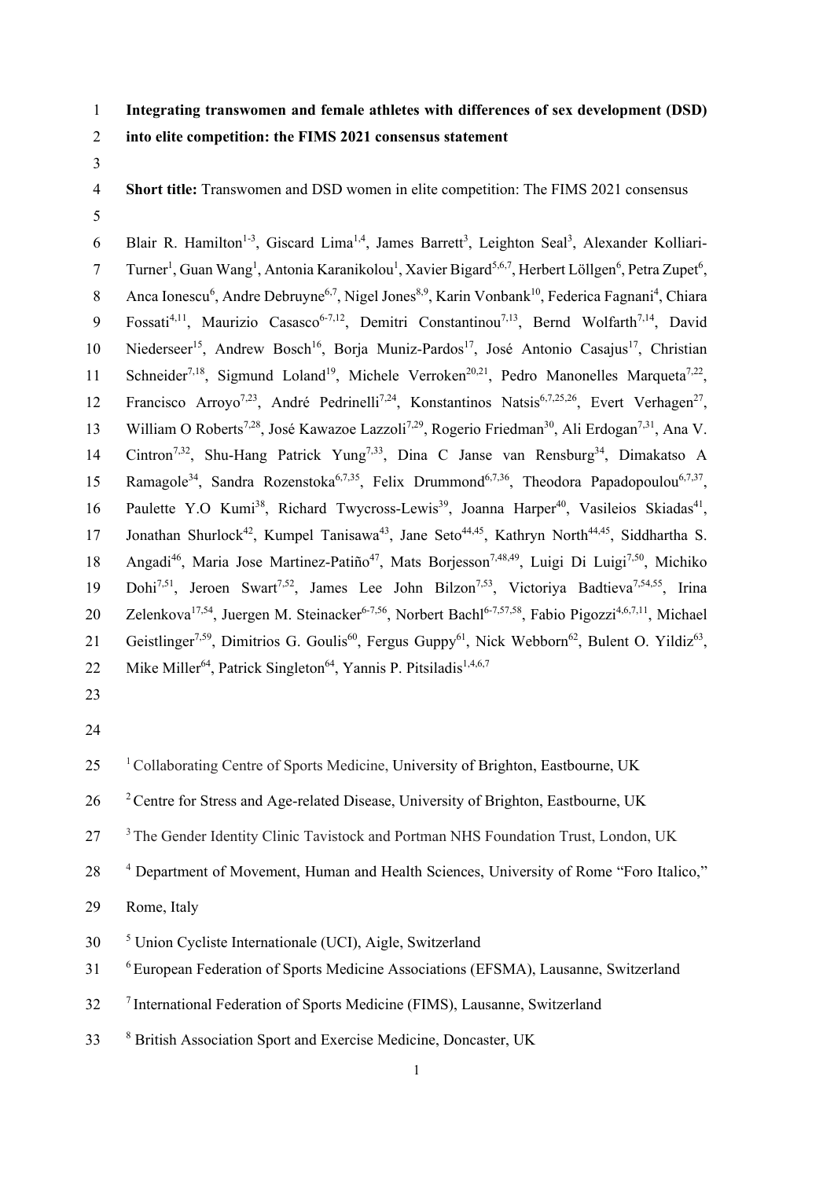**Integrating transwomen and female athletes with differences of sex development (DSD) into elite competition: the FIMS 2021 consensus statement**

**Short title:** Transwomen and DSD women in elite competition: The FIMS 2021 consensus

Blair R. Hamilton[1-3], Giscard Lima[1,4], James Barrett[3], Leighton Seal[3], Alexander Kolliari-Turner[1], Guan Wang[1], Antonia Karanikolou[1], Xavier Bigard[5,6,7], Herbert Löllgen[6], Petra Zupet[6], Anca Ionescu[6], Andre Debruyne[6,7], Nigel Jones[8,9], Karin Vonbank[10], Federica Fagnani[4], Chiara Fossati[4,11], Maurizio Casasco[6-7,12], Demitri Constantinou[7,13], Bernd Wolfarth[7,14], David Niederseer[15], Andrew Bosch[16], Borja Muniz-Pardos[17], José Antonio Casajus[17], Christian Schneider[7,18], Sigmund Loland[19], Michele Verroken[20,21], Pedro Manonelles Marqueta[7,22], Francisco Arroyo[7,23], André Pedrinelli[7,24], Konstantinos Natsis[6,7,25,26], Evert Verhagen[27], William O Roberts[7,28], José Kawazoe Lazzoli[7,29], Rogerio Friedman[30], Ali Erdogan[7,31], Ana V. Cintron[7,32], Shu-Hang Patrick Yung[7,33], Dina C Janse van Rensburg[34], Dimakatso A Ramagole[34], Sandra Rozenstoka[6,7,35], Felix Drummond[6,7,36], Theodora Papadopoulou[6,7,37], Paulette Y.O Kumi[38], Richard Twycross-Lewis[39], Joanna Harper[40], Vasileios Skiadas[41], Jonathan Shurlock[42], Kumpel Tanisawa[43], Jane Seto[44,45], Kathryn North[44,45], Siddhartha S. Angadi[46], Maria Jose Martinez-Patiño[47], Mats Borjesson[7,48,49], Luigi Di Luigi[7,50], Michiko Dohi[7,51], Jeroen Swart[7,52], James Lee John Bilzon[7,53], Victoriya Badtieva[7,54,55], Irina Zelenkova[17,54], Juergen M. Steinacker[6-7,56], Norbert Bachl[6-7,57,58], Fabio Pigozzi[4,6,7,11], Michael Geistlinger[7,59], Dimitrios G. Goulis[60], Fergus Guppy[61], Nick Webborn[62], Bulent O. Yildiz[63], Mike Miller[64], Patrick Singleton[64], Yannis P. Pitsiladis[1,4,6,7]

[1] Collaborating Centre of Sports Medicine, University of Brighton, Eastbourne, UK

[2] Centre for Stress and Age-related Disease, University of Brighton, Eastbourne, UK

[3] The Gender Identity Clinic Tavistock and Portman NHS Foundation Trust, London, UK

[4] Department of Movement, Human and Health Sciences, University of Rome "Foro Italico," Rome, Italy

[5] Union Cycliste Internationale (UCI), Aigle, Switzerland

[6] European Federation of Sports Medicine Associations (EFSMA), Lausanne, Switzerland

[7] International Federation of Sports Medicine (FIMS), Lausanne, Switzerland

[8] British Association Sport and Exercise Medicine, Doncaster, UK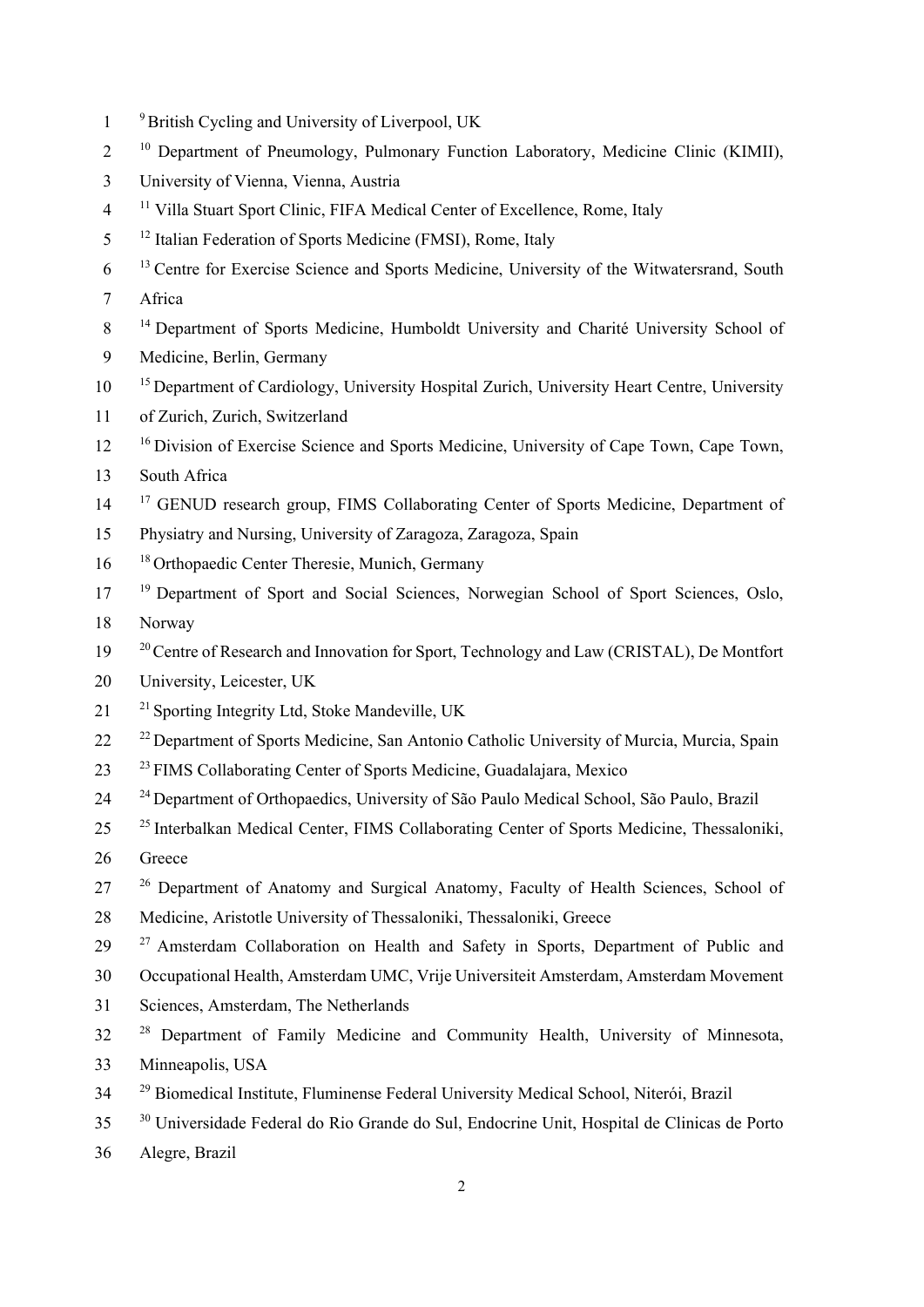[9] British Cycling and University of Liverpool, UK

[10] Department of Pneumology, Pulmonary Function Laboratory, Medicine Clinic (KIMII), University of Vienna, Vienna, Austria

[11] Villa Stuart Sport Clinic, FIFA Medical Center of Excellence, Rome, Italy

[12] Italian Federation of Sports Medicine (FMSI), Rome, Italy

[13] Centre for Exercise Science and Sports Medicine, University of the Witwatersrand, South Africa

[14] Department of Sports Medicine, Humboldt University and Charité University School of Medicine, Berlin, Germany

[15] Department of Cardiology, University Hospital Zurich, University Heart Centre, University of Zurich, Zurich, Switzerland

[16] Division of Exercise Science and Sports Medicine, University of Cape Town, Cape Town, South Africa

[17] GENUD research group, FIMS Collaborating Center of Sports Medicine, Department of Physiatry and Nursing, University of Zaragoza, Zaragoza, Spain

[18] Orthopaedic Center Theresie, Munich, Germany

[19] Department of Sport and Social Sciences, Norwegian School of Sport Sciences, Oslo, Norway

[20] Centre of Research and Innovation for Sport, Technology and Law (CRISTAL), De Montfort University, Leicester, UK

[21] Sporting Integrity Ltd, Stoke Mandeville, UK

[22] Department of Sports Medicine, San Antonio Catholic University of Murcia, Murcia, Spain

[23] FIMS Collaborating Center of Sports Medicine, Guadalajara, Mexico

[24] Department of Orthopaedics, University of São Paulo Medical School, São Paulo, Brazil

[25] Interbalkan Medical Center, FIMS Collaborating Center of Sports Medicine, Thessaloniki, Greece

[26] Department of Anatomy and Surgical Anatomy, Faculty of Health Sciences, School of Medicine, Aristotle University of Thessaloniki, Thessaloniki, Greece

[27] Amsterdam Collaboration on Health and Safety in Sports, Department of Public and Occupational Health, Amsterdam UMC, Vrije Universiteit Amsterdam, Amsterdam Movement Sciences, Amsterdam, The Netherlands

[28] Department of Family Medicine and Community Health, University of Minnesota, Minneapolis, USA

[29] Biomedical Institute, Fluminense Federal University Medical School, Niterói, Brazil

[30] Universidade Federal do Rio Grande do Sul, Endocrine Unit, Hospital de Clinicas de Porto Alegre, Brazil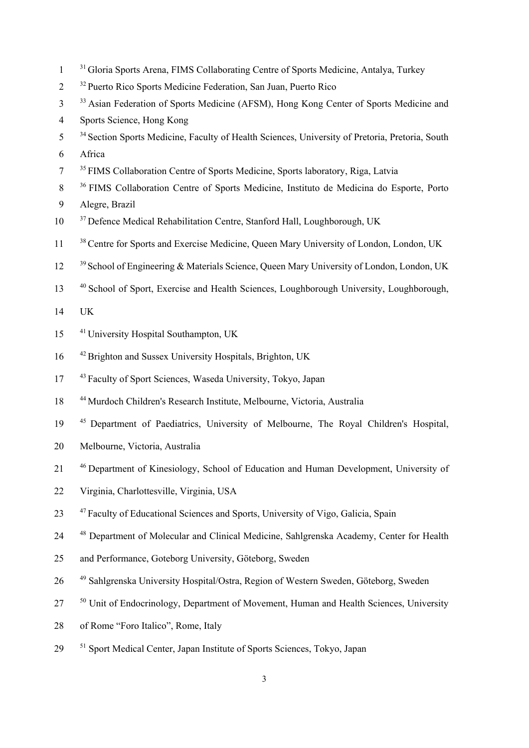[31] Gloria Sports Arena, FIMS Collaborating Centre of Sports Medicine, Antalya, Turkey

[32] Puerto Rico Sports Medicine Federation, San Juan, Puerto Rico

[33] Asian Federation of Sports Medicine (AFSM), Hong Kong Center of Sports Medicine and Sports Science, Hong Kong

[34] Section Sports Medicine, Faculty of Health Sciences, University of Pretoria, Pretoria, South Africa

[35] FIMS Collaboration Centre of Sports Medicine, Sports laboratory, Riga, Latvia

[36] FIMS Collaboration Centre of Sports Medicine, Instituto de Medicina do Esporte, Porto Alegre, Brazil

[37] Defence Medical Rehabilitation Centre, Stanford Hall, Loughborough, UK

[38] Centre for Sports and Exercise Medicine, Queen Mary University of London, London, UK

[39] School of Engineering & Materials Science, Queen Mary University of London, London, UK

[40] School of Sport, Exercise and Health Sciences, Loughborough University, Loughborough, UK

[41] University Hospital Southampton, UK

[42] Brighton and Sussex University Hospitals, Brighton, UK

[43] Faculty of Sport Sciences, Waseda University, Tokyo, Japan

[44] Murdoch Children's Research Institute, Melbourne, Victoria, Australia

[45] Department of Paediatrics, University of Melbourne, The Royal Children's Hospital, Melbourne, Victoria, Australia

[46] Department of Kinesiology, School of Education and Human Development, University of Virginia, Charlottesville, Virginia, USA

[47] Faculty of Educational Sciences and Sports, University of Vigo, Galicia, Spain

[48] Department of Molecular and Clinical Medicine, Sahlgrenska Academy, Center for Health and Performance, Goteborg University, Göteborg, Sweden

[49] Sahlgrenska University Hospital/Ostra, Region of Western Sweden, Göteborg, Sweden

[50] Unit of Endocrinology, Department of Movement, Human and Health Sciences, University of Rome "Foro Italico", Rome, Italy

[51] Sport Medical Center, Japan Institute of Sports Sciences, Tokyo, Japan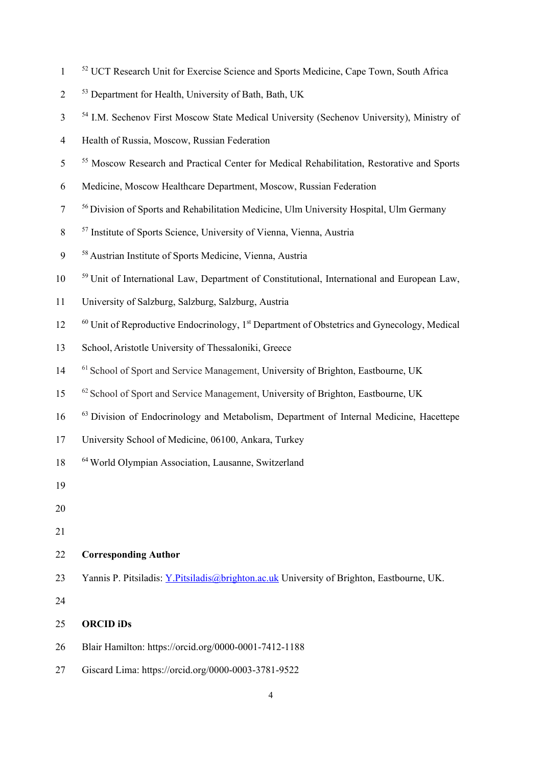[52] UCT Research Unit for Exercise Science and Sports Medicine, Cape Town, South Africa

[53] Department for Health, University of Bath, Bath, UK

[54] I.M. Sechenov First Moscow State Medical University (Sechenov University), Ministry of Health of Russia, Moscow, Russian Federation

[55] Moscow Research and Practical Center for Medical Rehabilitation, Restorative and Sports Medicine, Moscow Healthcare Department, Moscow, Russian Federation

[56] Division of Sports and Rehabilitation Medicine, Ulm University Hospital, Ulm Germany

[57] Institute of Sports Science, University of Vienna, Vienna, Austria

[58] Austrian Institute of Sports Medicine, Vienna, Austria

[59] Unit of International Law, Department of Constitutional, International and European Law, University of Salzburg, Salzburg, Salzburg, Austria

[60] Unit of Reproductive Endocrinology, 1st Department of Obstetrics and Gynecology, Medical School, Aristotle University of Thessaloniki, Greece

[61] School of Sport and Service Management, University of Brighton, Eastbourne, UK

[62] School of Sport and Service Management, University of Brighton, Eastbourne, UK

[63] Division of Endocrinology and Metabolism, Department of Internal Medicine, Hacettepe University School of Medicine, 06100, Ankara, Turkey

[64] World Olympian Association, Lausanne, Switzerland

**Corresponding Author**

Yannis P. Pitsiladis: Y.Pitsiladis@brighton.ac.uk University of Brighton, Eastbourne, UK.

**ORCID iDs**

Blair Hamilton: https://orcid.org/0000-0001-7412-1188

Giscard Lima: https://orcid.org/0000-0003-3781-9522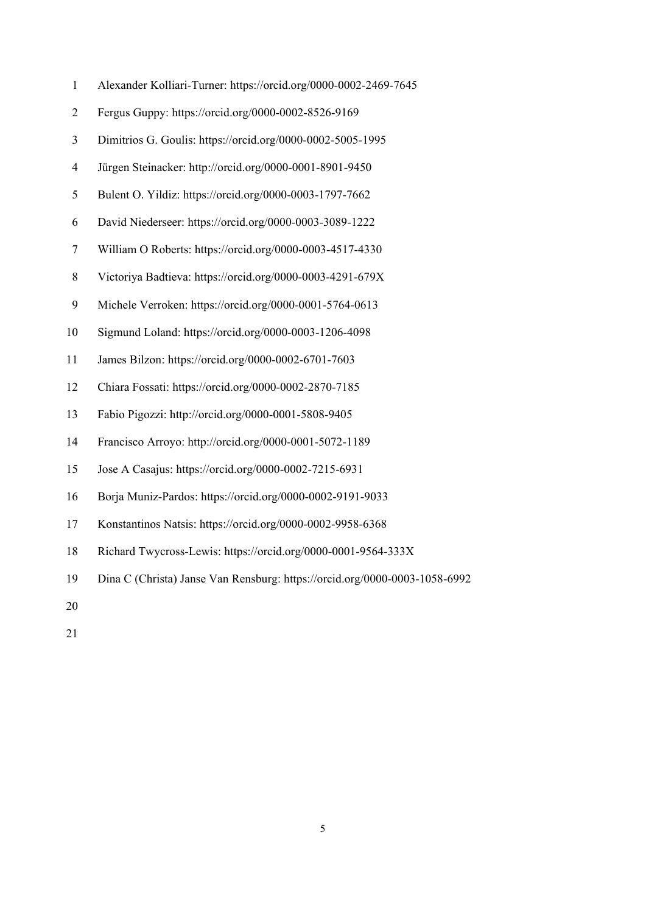Alexander Kolliari-Turner: https://orcid.org/0000-0002-2469-7645

Fergus Guppy: https://orcid.org/0000-0002-8526-9169

Dimitrios G. Goulis: https://orcid.org/0000-0002-5005-1995

Jürgen Steinacker: http://orcid.org/0000-0001-8901-9450

Bulent O. Yildiz: https://orcid.org/0000-0003-1797-7662

David Niederseer: https://orcid.org/0000-0003-3089-1222

William O Roberts: https://orcid.org/0000-0003-4517-4330

Victoriya Badtieva: https://orcid.org/0000-0003-4291-679X

Michele Verroken: https://orcid.org/0000-0001-5764-0613

Sigmund Loland: https://orcid.org/0000-0003-1206-4098

James Bilzon: https://orcid.org/0000-0002-6701-7603

Chiara Fossati: https://orcid.org/0000-0002-2870-7185

Fabio Pigozzi: http://orcid.org/0000-0001-5808-9405

Francisco Arroyo: http://orcid.org/0000-0001-5072-1189

Jose A Casajus: https://orcid.org/0000-0002-7215-6931

Borja Muniz-Pardos: https://orcid.org/0000-0002-9191-9033

Konstantinos Natsis: https://orcid.org/0000-0002-9958-6368

Richard Twycross-Lewis: https://orcid.org/0000-0001-9564-333X

Dina C (Christa) Janse Van Rensburg: https://orcid.org/0000-0003-1058-6992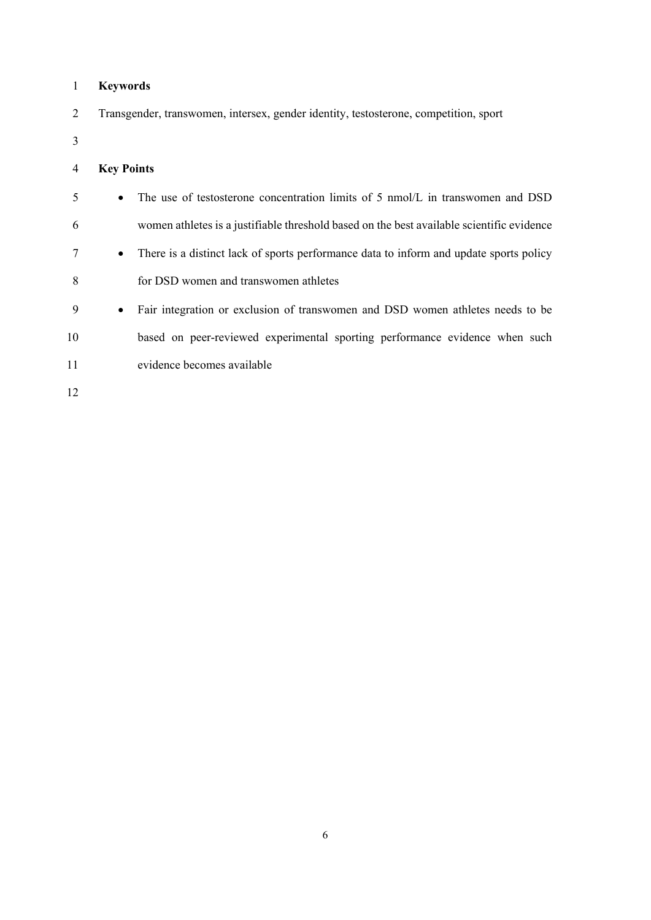**Keywords**

Transgender, transwomen, intersex, gender identity, testosterone, competition, sport

**Key Points**

- The use of testosterone concentration limits of 5 nmol/L in transwomen and DSD women athletes is a justifiable threshold based on the best available scientific evidence
- There is a distinct lack of sports performance data to inform and update sports policy for DSD women and transwomen athletes
- Fair integration or exclusion of transwomen and DSD women athletes needs to be based on peer-reviewed experimental sporting performance evidence when such evidence becomes available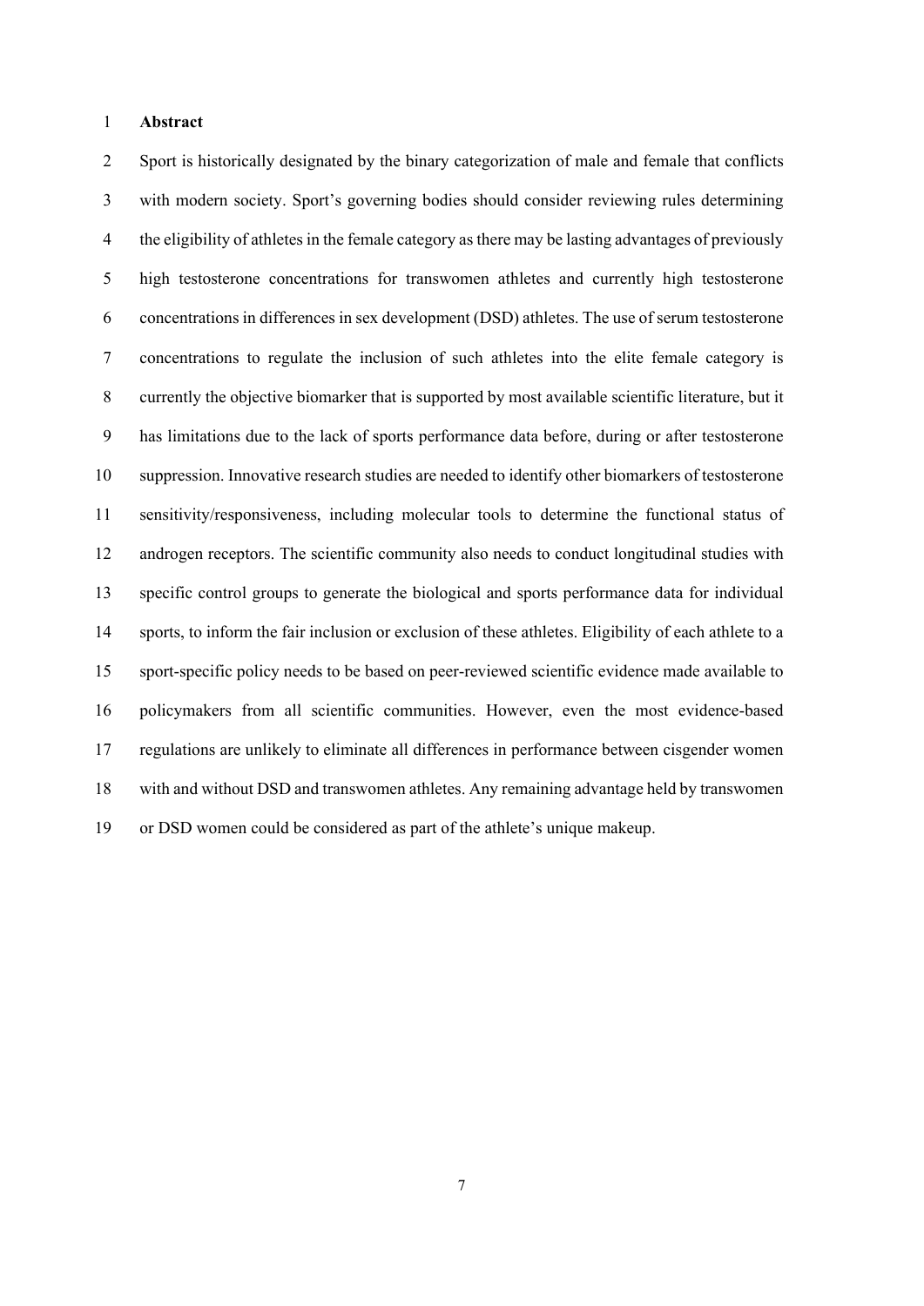## Abstract

Sport is historically designated by the binary categorization of male and female that conflicts with modern society. Sport's governing bodies should consider reviewing rules determining the eligibility of athletes in the female category as there may be lasting advantages of previously high testosterone concentrations for transwomen athletes and currently high testosterone concentrations in differences in sex development (DSD) athletes. The use of serum testosterone concentrations to regulate the inclusion of such athletes into the elite female category is currently the objective biomarker that is supported by most available scientific literature, but it has limitations due to the lack of sports performance data before, during or after testosterone suppression. Innovative research studies are needed to identify other biomarkers of testosterone sensitivity/responsiveness, including molecular tools to determine the functional status of androgen receptors. The scientific community also needs to conduct longitudinal studies with specific control groups to generate the biological and sports performance data for individual sports, to inform the fair inclusion or exclusion of these athletes. Eligibility of each athlete to a sport-specific policy needs to be based on peer-reviewed scientific evidence made available to policymakers from all scientific communities. However, even the most evidence-based regulations are unlikely to eliminate all differences in performance between cisgender women with and without DSD and transwomen athletes. Any remaining advantage held by transwomen or DSD women could be considered as part of the athlete's unique makeup.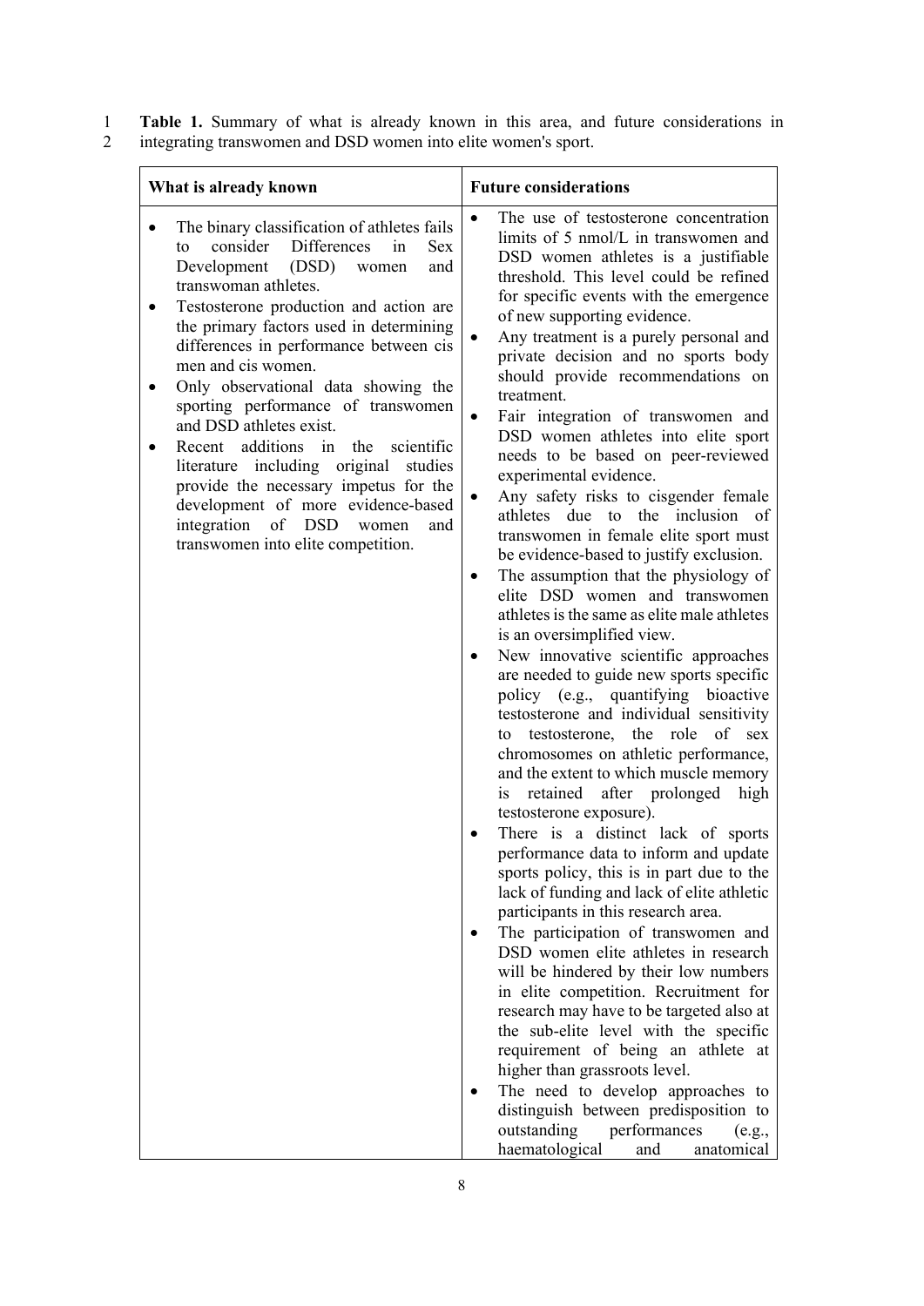**Table 1.** Summary of what is already known in this area, and future considerations in integrating transwomen and DSD women into elite women's sport.

| What is already known | Future considerations |
|---|---|
| • The binary classification of athletes fails to consider Differences in Sex Development (DSD) women and transwoman athletes.<br>• Testosterone production and action are the primary factors used in determining differences in performance between cis men and cis women.<br>• Only observational data showing the sporting performance of transwomen and DSD athletes exist.<br>• Recent additions in the scientific literature including original studies provide the necessary impetus for the development of more evidence-based integration of DSD women and transwomen into elite competition. | • The use of testosterone concentration limits of 5 nmol/L in transwomen and DSD women athletes is a justifiable threshold. This level could be refined for specific events with the emergence of new supporting evidence.<br>• Any treatment is a purely personal and private decision and no sports body should provide recommendations on treatment.<br>• Fair integration of transwomen and DSD women athletes into elite sport needs to be based on peer-reviewed experimental evidence.<br>• Any safety risks to cisgender female athletes due to the inclusion of transwomen in female elite sport must be evidence-based to justify exclusion.<br>• The assumption that the physiology of elite DSD women and transwomen athletes is the same as elite male athletes is an oversimplified view.<br>• New innovative scientific approaches are needed to guide new sports specific policy (e.g., quantifying bioactive testosterone and individual sensitivity to testosterone, the role of sex chromosomes on athletic performance, and the extent to which muscle memory is retained after prolonged high testosterone exposure).<br>• There is a distinct lack of sports performance data to inform and update sports policy, this is in part due to the lack of funding and lack of elite athletic participants in this research area.<br>• The participation of transwomen and DSD women elite athletes in research will be hindered by their low numbers in elite competition. Recruitment for research may have to be targeted also at the sub-elite level with the specific requirement of being an athlete at higher than grassroots level.<br>• The need to develop approaches to distinguish between predisposition to outstanding performances (e.g., haematological and anatomical |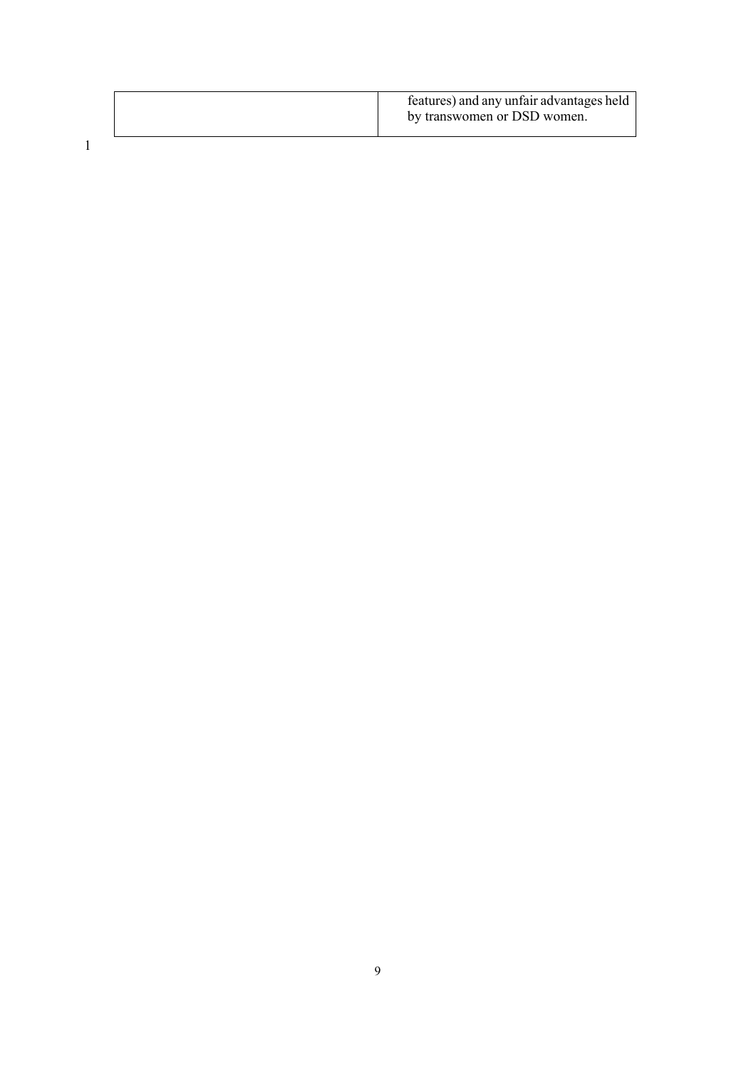| | |
|---|---|
| | features) and any unfair advantages held by transwomen or DSD women. |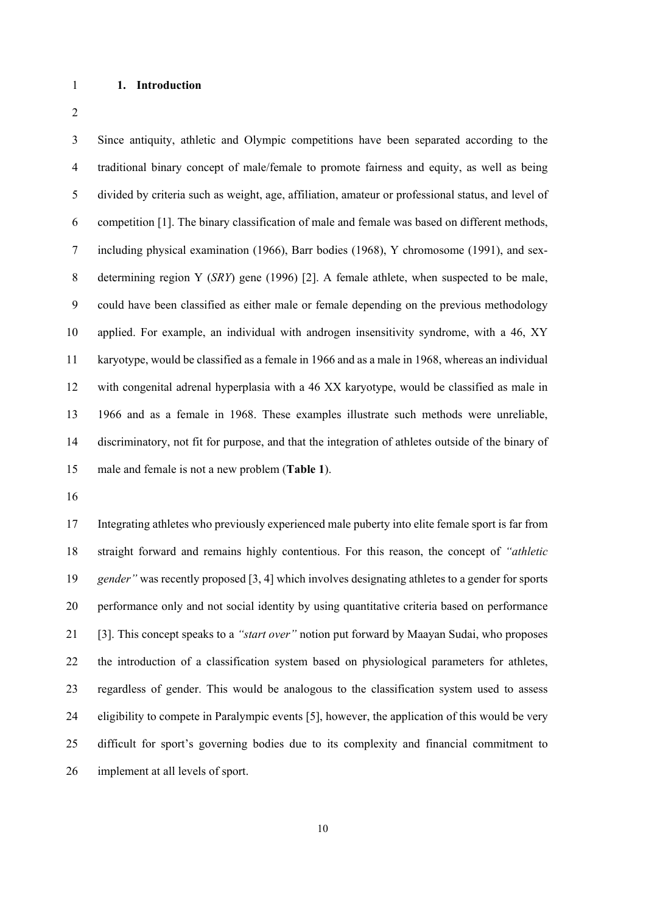# 1. Introduction

Since antiquity, athletic and Olympic competitions have been separated according to the traditional binary concept of male/female to promote fairness and equity, as well as being divided by criteria such as weight, age, affiliation, amateur or professional status, and level of competition [1]. The binary classification of male and female was based on different methods, including physical examination (1966), Barr bodies (1968), Y chromosome (1991), and sex-determining region Y (*SRY*) gene (1996) [2]. A female athlete, when suspected to be male, could have been classified as either male or female depending on the previous methodology applied. For example, an individual with androgen insensitivity syndrome, with a 46, XY karyotype, would be classified as a female in 1966 and as a male in 1968, whereas an individual with congenital adrenal hyperplasia with a 46 XX karyotype, would be classified as male in 1966 and as a female in 1968. These examples illustrate such methods were unreliable, discriminatory, not fit for purpose, and that the integration of athletes outside of the binary of male and female is not a new problem (**Table 1**).

Integrating athletes who previously experienced male puberty into elite female sport is far from straight forward and remains highly contentious. For this reason, the concept of *"athletic gender"* was recently proposed [3, 4] which involves designating athletes to a gender for sports performance only and not social identity by using quantitative criteria based on performance [3]. This concept speaks to a *"start over"* notion put forward by Maayan Sudai, who proposes the introduction of a classification system based on physiological parameters for athletes, regardless of gender. This would be analogous to the classification system used to assess eligibility to compete in Paralympic events [5], however, the application of this would be very difficult for sport's governing bodies due to its complexity and financial commitment to implement at all levels of sport.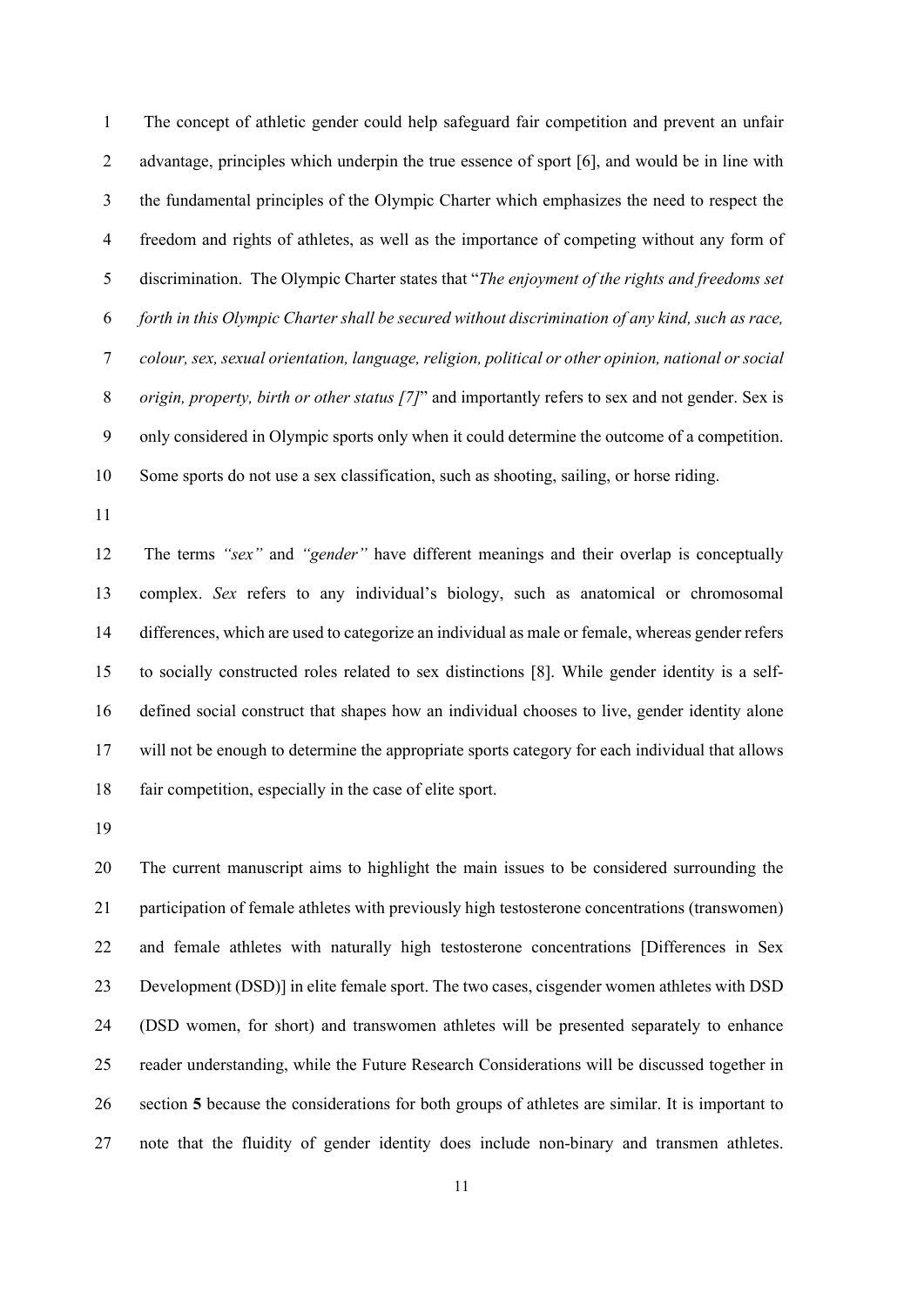The concept of athletic gender could help safeguard fair competition and prevent an unfair advantage, principles which underpin the true essence of sport [6], and would be in line with the fundamental principles of the Olympic Charter which emphasizes the need to respect the freedom and rights of athletes, as well as the importance of competing without any form of discrimination. The Olympic Charter states that "*The enjoyment of the rights and freedoms set forth in this Olympic Charter shall be secured without discrimination of any kind, such as race, colour, sex, sexual orientation, language, religion, political or other opinion, national or social origin, property, birth or other status [7]*" and importantly refers to sex and not gender. Sex is only considered in Olympic sports only when it could determine the outcome of a competition. Some sports do not use a sex classification, such as shooting, sailing, or horse riding.

The terms *"sex"* and *"gender"* have different meanings and their overlap is conceptually complex. *Sex* refers to any individual's biology, such as anatomical or chromosomal differences, which are used to categorize an individual as male or female, whereas gender refers to socially constructed roles related to sex distinctions [8]. While gender identity is a self-defined social construct that shapes how an individual chooses to live, gender identity alone will not be enough to determine the appropriate sports category for each individual that allows fair competition, especially in the case of elite sport.

The current manuscript aims to highlight the main issues to be considered surrounding the participation of female athletes with previously high testosterone concentrations (transwomen) and female athletes with naturally high testosterone concentrations [Differences in Sex Development (DSD)] in elite female sport. The two cases, cisgender women athletes with DSD (DSD women, for short) and transwomen athletes will be presented separately to enhance reader understanding, while the Future Research Considerations will be discussed together in section **5** because the considerations for both groups of athletes are similar. It is important to note that the fluidity of gender identity does include non-binary and transmen athletes.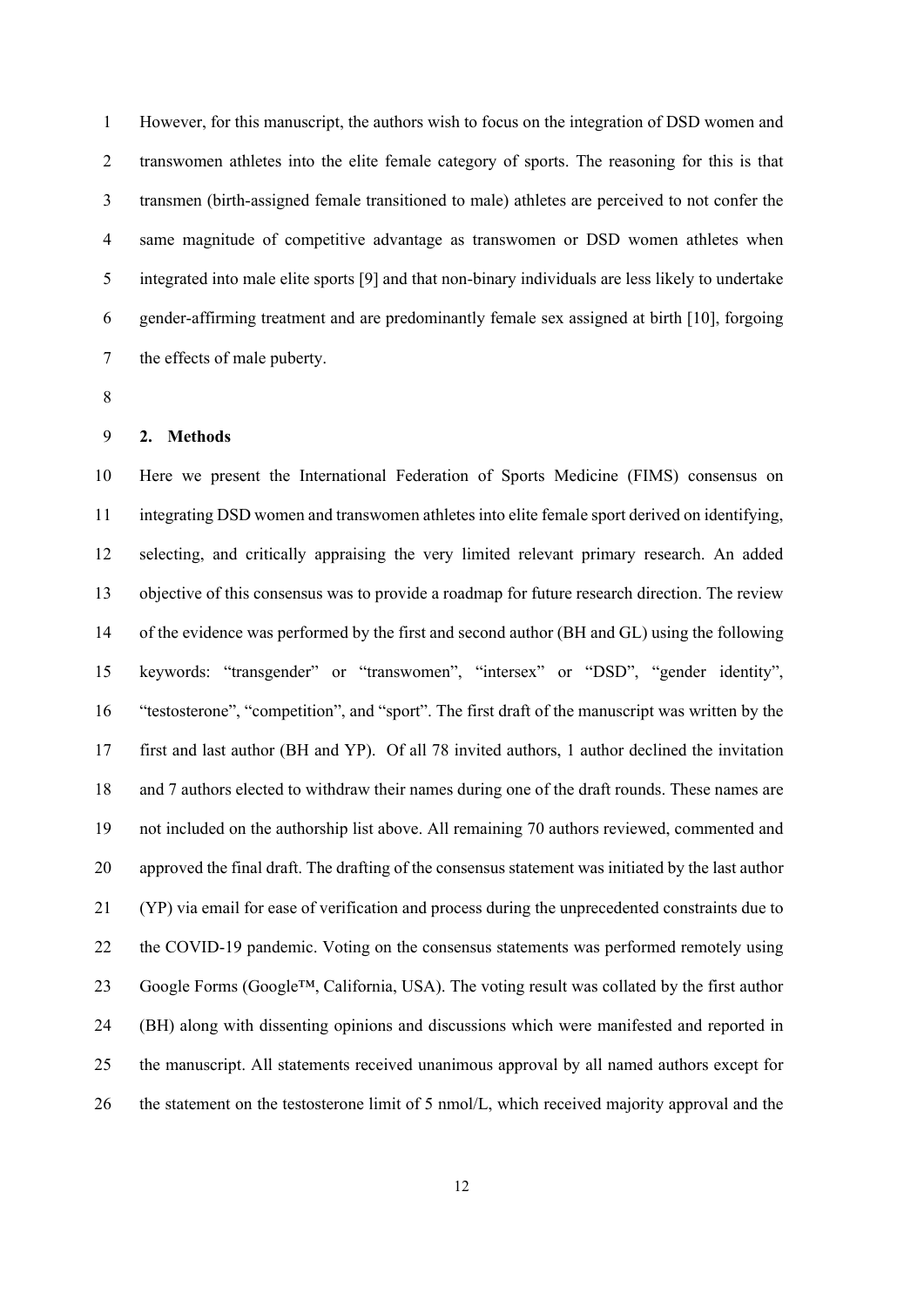However, for this manuscript, the authors wish to focus on the integration of DSD women and transwomen athletes into the elite female category of sports. The reasoning for this is that transmen (birth-assigned female transitioned to male) athletes are perceived to not confer the same magnitude of competitive advantage as transwomen or DSD women athletes when integrated into male elite sports [9] and that non-binary individuals are less likely to undertake gender-affirming treatment and are predominantly female sex assigned at birth [10], forgoing the effects of male puberty.

## 2. Methods

Here we present the International Federation of Sports Medicine (FIMS) consensus on integrating DSD women and transwomen athletes into elite female sport derived on identifying, selecting, and critically appraising the very limited relevant primary research. An added objective of this consensus was to provide a roadmap for future research direction. The review of the evidence was performed by the first and second author (BH and GL) using the following keywords: "transgender" or "transwomen", "intersex" or "DSD", "gender identity", "testosterone", "competition", and "sport". The first draft of the manuscript was written by the first and last author (BH and YP). Of all 78 invited authors, 1 author declined the invitation and 7 authors elected to withdraw their names during one of the draft rounds. These names are not included on the authorship list above. All remaining 70 authors reviewed, commented and approved the final draft. The drafting of the consensus statement was initiated by the last author (YP) via email for ease of verification and process during the unprecedented constraints due to the COVID-19 pandemic. Voting on the consensus statements was performed remotely using Google Forms (Google™, California, USA). The voting result was collated by the first author (BH) along with dissenting opinions and discussions which were manifested and reported in the manuscript. All statements received unanimous approval by all named authors except for the statement on the testosterone limit of 5 nmol/L, which received majority approval and the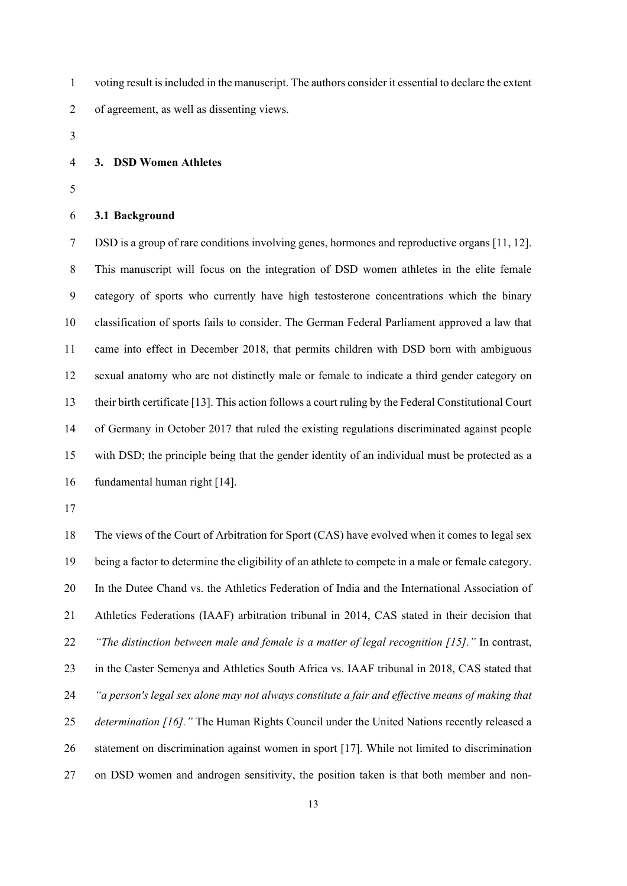voting result is included in the manuscript. The authors consider it essential to declare the extent of agreement, as well as dissenting views.

## 3. DSD Women Athletes

### 3.1 Background

DSD is a group of rare conditions involving genes, hormones and reproductive organs [11, 12]. This manuscript will focus on the integration of DSD women athletes in the elite female category of sports who currently have high testosterone concentrations which the binary classification of sports fails to consider. The German Federal Parliament approved a law that came into effect in December 2018, that permits children with DSD born with ambiguous sexual anatomy who are not distinctly male or female to indicate a third gender category on their birth certificate [13]. This action follows a court ruling by the Federal Constitutional Court of Germany in October 2017 that ruled the existing regulations discriminated against people with DSD; the principle being that the gender identity of an individual must be protected as a fundamental human right [14].

The views of the Court of Arbitration for Sport (CAS) have evolved when it comes to legal sex being a factor to determine the eligibility of an athlete to compete in a male or female category. In the Dutee Chand vs. the Athletics Federation of India and the International Association of Athletics Federations (IAAF) arbitration tribunal in 2014, CAS stated in their decision that *"The distinction between male and female is a matter of legal recognition [15]."* In contrast, in the Caster Semenya and Athletics South Africa vs. IAAF tribunal in 2018, CAS stated that *"a person's legal sex alone may not always constitute a fair and effective means of making that determination [16]."* The Human Rights Council under the United Nations recently released a statement on discrimination against women in sport [17]. While not limited to discrimination on DSD women and androgen sensitivity, the position taken is that both member and non-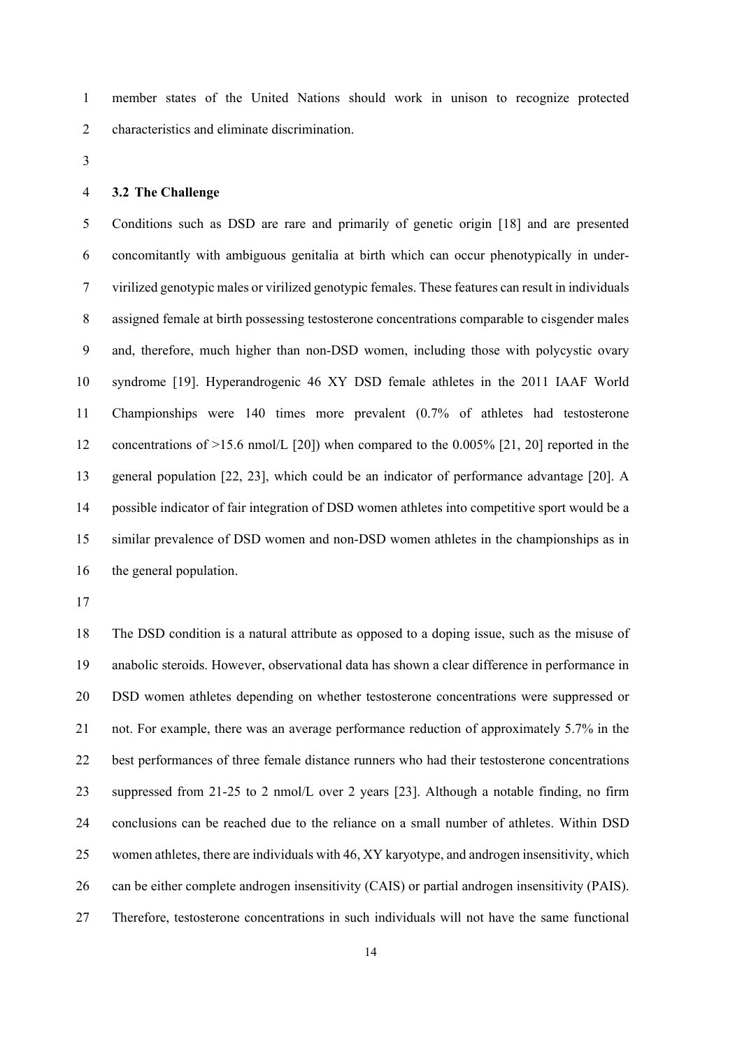member states of the United Nations should work in unison to recognize protected characteristics and eliminate discrimination.

### 3.2 The Challenge

Conditions such as DSD are rare and primarily of genetic origin [18] and are presented concomitantly with ambiguous genitalia at birth which can occur phenotypically in under-virilized genotypic males or virilized genotypic females. These features can result in individuals assigned female at birth possessing testosterone concentrations comparable to cisgender males and, therefore, much higher than non-DSD women, including those with polycystic ovary syndrome [19]. Hyperandrogenic 46 XY DSD female athletes in the 2011 IAAF World Championships were 140 times more prevalent (0.7% of athletes had testosterone concentrations of >15.6 nmol/L [20]) when compared to the 0.005% [21, 20] reported in the general population [22, 23], which could be an indicator of performance advantage [20]. A possible indicator of fair integration of DSD women athletes into competitive sport would be a similar prevalence of DSD women and non-DSD women athletes in the championships as in the general population.

The DSD condition is a natural attribute as opposed to a doping issue, such as the misuse of anabolic steroids. However, observational data has shown a clear difference in performance in DSD women athletes depending on whether testosterone concentrations were suppressed or not. For example, there was an average performance reduction of approximately 5.7% in the best performances of three female distance runners who had their testosterone concentrations suppressed from 21-25 to 2 nmol/L over 2 years [23]. Although a notable finding, no firm conclusions can be reached due to the reliance on a small number of athletes. Within DSD women athletes, there are individuals with 46, XY karyotype, and androgen insensitivity, which can be either complete androgen insensitivity (CAIS) or partial androgen insensitivity (PAIS). Therefore, testosterone concentrations in such individuals will not have the same functional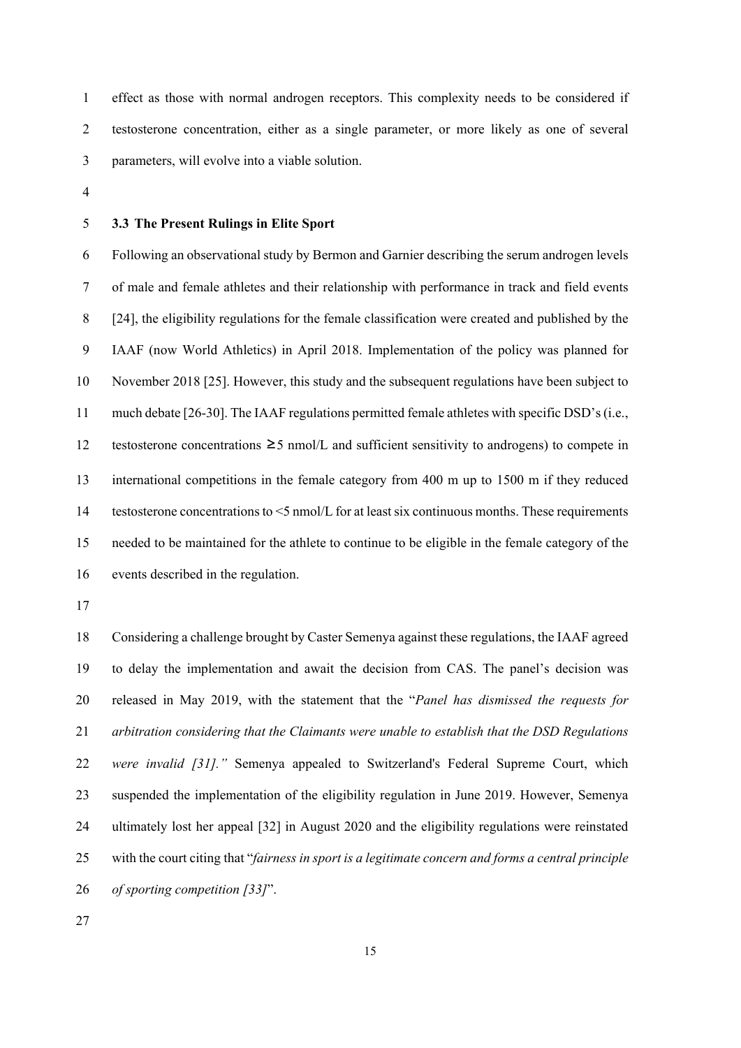effect as those with normal androgen receptors. This complexity needs to be considered if testosterone concentration, either as a single parameter, or more likely as one of several parameters, will evolve into a viable solution.

### 3.3 The Present Rulings in Elite Sport

Following an observational study by Bermon and Garnier describing the serum androgen levels of male and female athletes and their relationship with performance in track and field events [24], the eligibility regulations for the female classification were created and published by the IAAF (now World Athletics) in April 2018. Implementation of the policy was planned for November 2018 [25]. However, this study and the subsequent regulations have been subject to much debate [26-30]. The IAAF regulations permitted female athletes with specific DSD's (i.e., testosterone concentrations ≥5 nmol/L and sufficient sensitivity to androgens) to compete in international competitions in the female category from 400 m up to 1500 m if they reduced testosterone concentrations to <5 nmol/L for at least six continuous months. These requirements needed to be maintained for the athlete to continue to be eligible in the female category of the events described in the regulation.

Considering a challenge brought by Caster Semenya against these regulations, the IAAF agreed to delay the implementation and await the decision from CAS. The panel's decision was released in May 2019, with the statement that the "*Panel has dismissed the requests for arbitration considering that the Claimants were unable to establish that the DSD Regulations were invalid [31].*" Semenya appealed to Switzerland's Federal Supreme Court, which suspended the implementation of the eligibility regulation in June 2019. However, Semenya ultimately lost her appeal [32] in August 2020 and the eligibility regulations were reinstated with the court citing that "*fairness in sport is a legitimate concern and forms a central principle of sporting competition [33]*".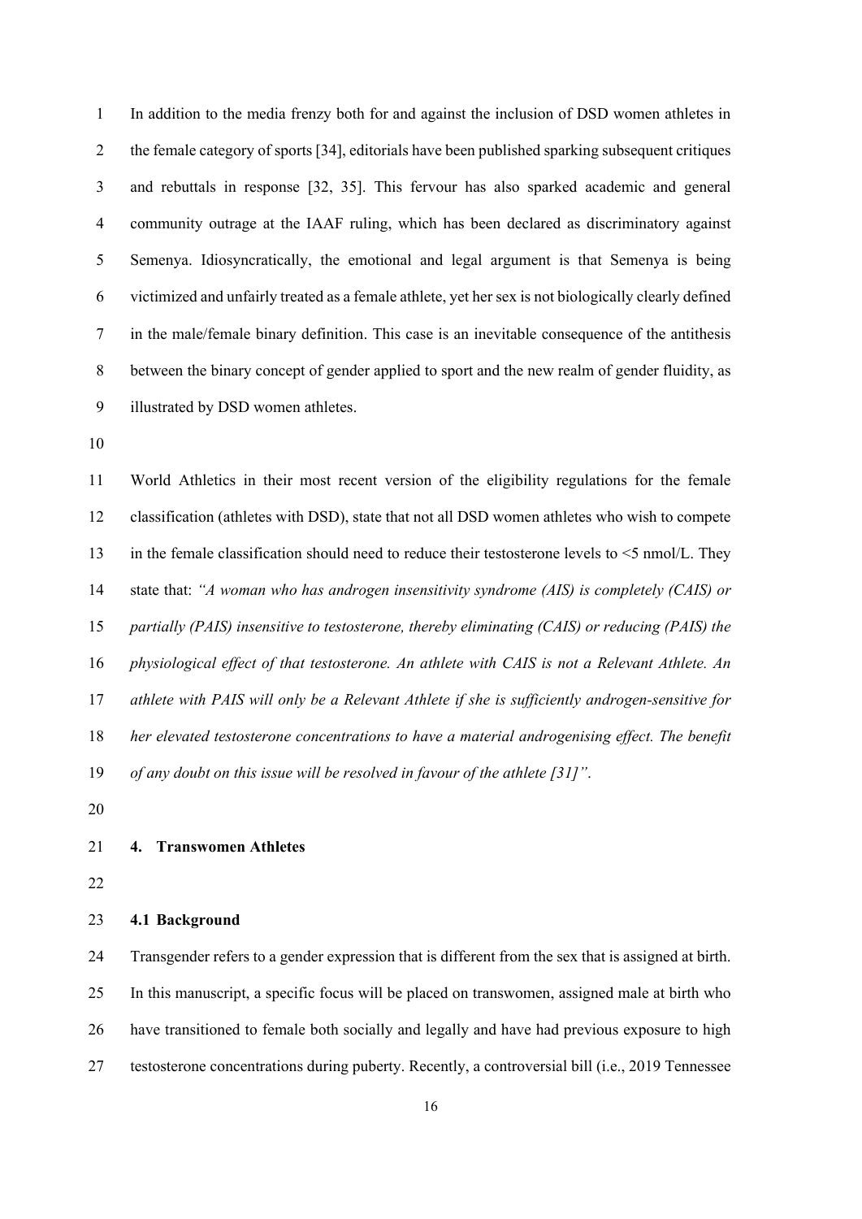In addition to the media frenzy both for and against the inclusion of DSD women athletes in the female category of sports [34], editorials have been published sparking subsequent critiques and rebuttals in response [32, 35]. This fervour has also sparked academic and general community outrage at the IAAF ruling, which has been declared as discriminatory against Semenya. Idiosyncratically, the emotional and legal argument is that Semenya is being victimized and unfairly treated as a female athlete, yet her sex is not biologically clearly defined in the male/female binary definition. This case is an inevitable consequence of the antithesis between the binary concept of gender applied to sport and the new realm of gender fluidity, as illustrated by DSD women athletes.

World Athletics in their most recent version of the eligibility regulations for the female classification (athletes with DSD), state that not all DSD women athletes who wish to compete in the female classification should need to reduce their testosterone levels to <5 nmol/L. They state that: *"A woman who has androgen insensitivity syndrome (AIS) is completely (CAIS) or partially (PAIS) insensitive to testosterone, thereby eliminating (CAIS) or reducing (PAIS) the physiological effect of that testosterone. An athlete with CAIS is not a Relevant Athlete. An athlete with PAIS will only be a Relevant Athlete if she is sufficiently androgen-sensitive for her elevated testosterone concentrations to have a material androgenising effect. The benefit of any doubt on this issue will be resolved in favour of the athlete [31]"*.

## 4. Transwomen Athletes

### 4.1 Background

Transgender refers to a gender expression that is different from the sex that is assigned at birth. In this manuscript, a specific focus will be placed on transwomen, assigned male at birth who have transitioned to female both socially and legally and have had previous exposure to high testosterone concentrations during puberty. Recently, a controversial bill (i.e., 2019 Tennessee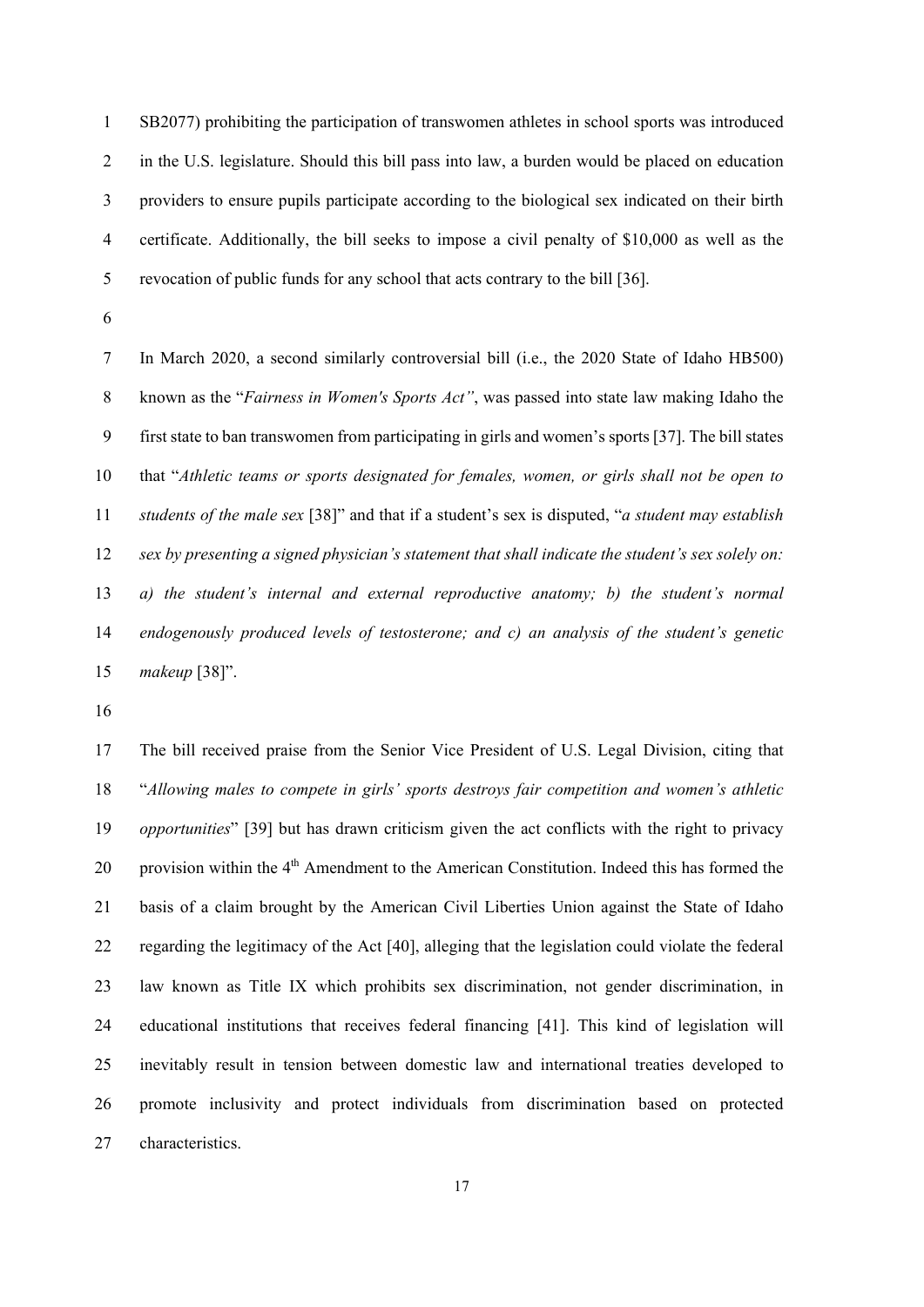SB2077) prohibiting the participation of transwomen athletes in school sports was introduced in the U.S. legislature. Should this bill pass into law, a burden would be placed on education providers to ensure pupils participate according to the biological sex indicated on their birth certificate. Additionally, the bill seeks to impose a civil penalty of $10,000 as well as the revocation of public funds for any school that acts contrary to the bill [36].

In March 2020, a second similarly controversial bill (i.e., the 2020 State of Idaho HB500) known as the "*Fairness in Women's Sports Act"*, was passed into state law making Idaho the first state to ban transwomen from participating in girls and women's sports [37]. The bill states that "*Athletic teams or sports designated for females, women, or girls shall not be open to students of the male sex* [38]" and that if a student's sex is disputed, "*a student may establish sex by presenting a signed physician's statement that shall indicate the student's sex solely on: a) the student's internal and external reproductive anatomy; b) the student's normal endogenously produced levels of testosterone; and c) an analysis of the student's genetic makeup* [38]".

The bill received praise from the Senior Vice President of U.S. Legal Division, citing that "*Allowing males to compete in girls' sports destroys fair competition and women's athletic opportunities*" [39] but has drawn criticism given the act conflicts with the right to privacy provision within the 4th Amendment to the American Constitution. Indeed this has formed the basis of a claim brought by the American Civil Liberties Union against the State of Idaho regarding the legitimacy of the Act [40], alleging that the legislation could violate the federal law known as Title IX which prohibits sex discrimination, not gender discrimination, in educational institutions that receives federal financing [41]. This kind of legislation will inevitably result in tension between domestic law and international treaties developed to promote inclusivity and protect individuals from discrimination based on protected characteristics.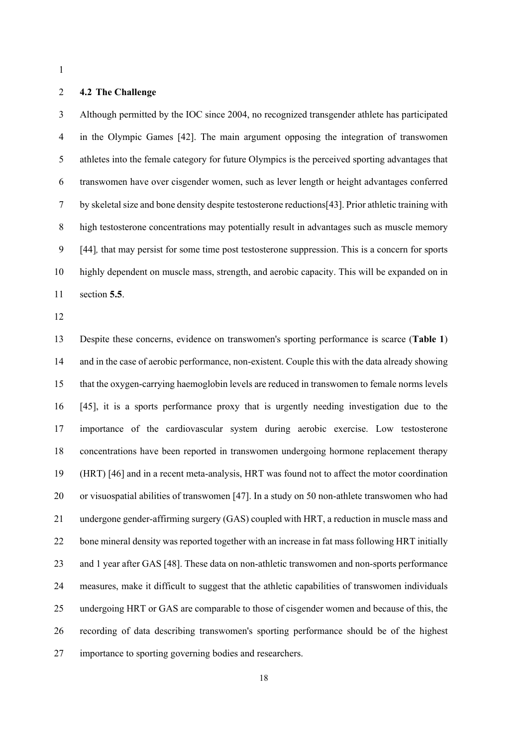## 4.2 The Challenge

Although permitted by the IOC since 2004, no recognized transgender athlete has participated in the Olympic Games [42]. The main argument opposing the integration of transwomen athletes into the female category for future Olympics is the perceived sporting advantages that transwomen have over cisgender women, such as lever length or height advantages conferred by skeletal size and bone density despite testosterone reductions[43]. Prior athletic training with high testosterone concentrations may potentially result in advantages such as muscle memory [44], that may persist for some time post testosterone suppression. This is a concern for sports highly dependent on muscle mass, strength, and aerobic capacity. This will be expanded on in section **5.5**.

Despite these concerns, evidence on transwomen's sporting performance is scarce (**Table 1**) and in the case of aerobic performance, non-existent. Couple this with the data already showing that the oxygen-carrying haemoglobin levels are reduced in transwomen to female norms levels [45], it is a sports performance proxy that is urgently needing investigation due to the importance of the cardiovascular system during aerobic exercise. Low testosterone concentrations have been reported in transwomen undergoing hormone replacement therapy (HRT) [46] and in a recent meta-analysis, HRT was found not to affect the motor coordination or visuospatial abilities of transwomen [47]. In a study on 50 non-athlete transwomen who had undergone gender-affirming surgery (GAS) coupled with HRT, a reduction in muscle mass and bone mineral density was reported together with an increase in fat mass following HRT initially and 1 year after GAS [48]. These data on non-athletic transwomen and non-sports performance measures, make it difficult to suggest that the athletic capabilities of transwomen individuals undergoing HRT or GAS are comparable to those of cisgender women and because of this, the recording of data describing transwomen's sporting performance should be of the highest importance to sporting governing bodies and researchers.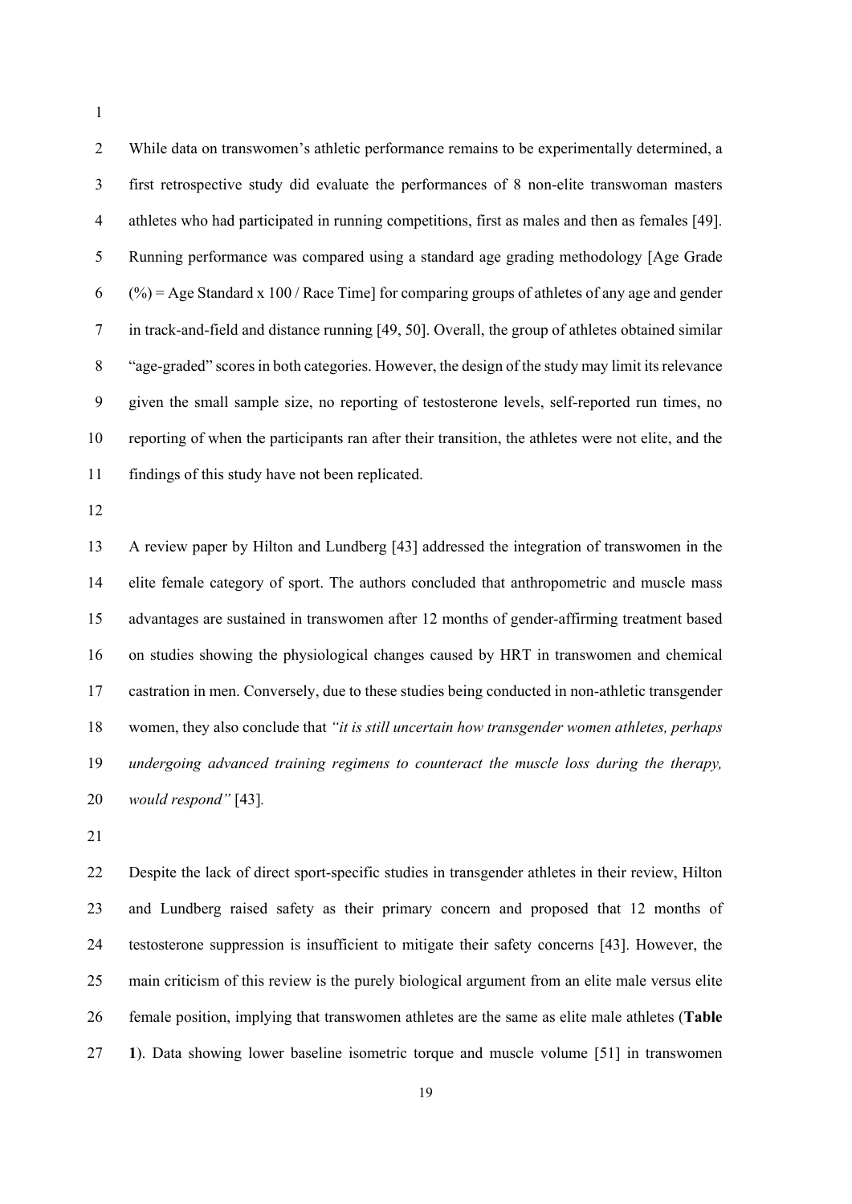While data on transwomen's athletic performance remains to be experimentally determined, a first retrospective study did evaluate the performances of 8 non-elite transwoman masters athletes who had participated in running competitions, first as males and then as females [49]. Running performance was compared using a standard age grading methodology [Age Grade (%) = Age Standard x 100 / Race Time] for comparing groups of athletes of any age and gender in track-and-field and distance running [49, 50]. Overall, the group of athletes obtained similar "age-graded" scores in both categories. However, the design of the study may limit its relevance given the small sample size, no reporting of testosterone levels, self-reported run times, no reporting of when the participants ran after their transition, the athletes were not elite, and the findings of this study have not been replicated.

A review paper by Hilton and Lundberg [43] addressed the integration of transwomen in the elite female category of sport. The authors concluded that anthropometric and muscle mass advantages are sustained in transwomen after 12 months of gender-affirming treatment based on studies showing the physiological changes caused by HRT in transwomen and chemical castration in men. Conversely, due to these studies being conducted in non-athletic transgender women, they also conclude that *"it is still uncertain how transgender women athletes, perhaps undergoing advanced training regimens to counteract the muscle loss during the therapy, would respond"* [43].

Despite the lack of direct sport-specific studies in transgender athletes in their review, Hilton and Lundberg raised safety as their primary concern and proposed that 12 months of testosterone suppression is insufficient to mitigate their safety concerns [43]. However, the main criticism of this review is the purely biological argument from an elite male versus elite female position, implying that transwomen athletes are the same as elite male athletes (**Table 1**). Data showing lower baseline isometric torque and muscle volume [51] in transwomen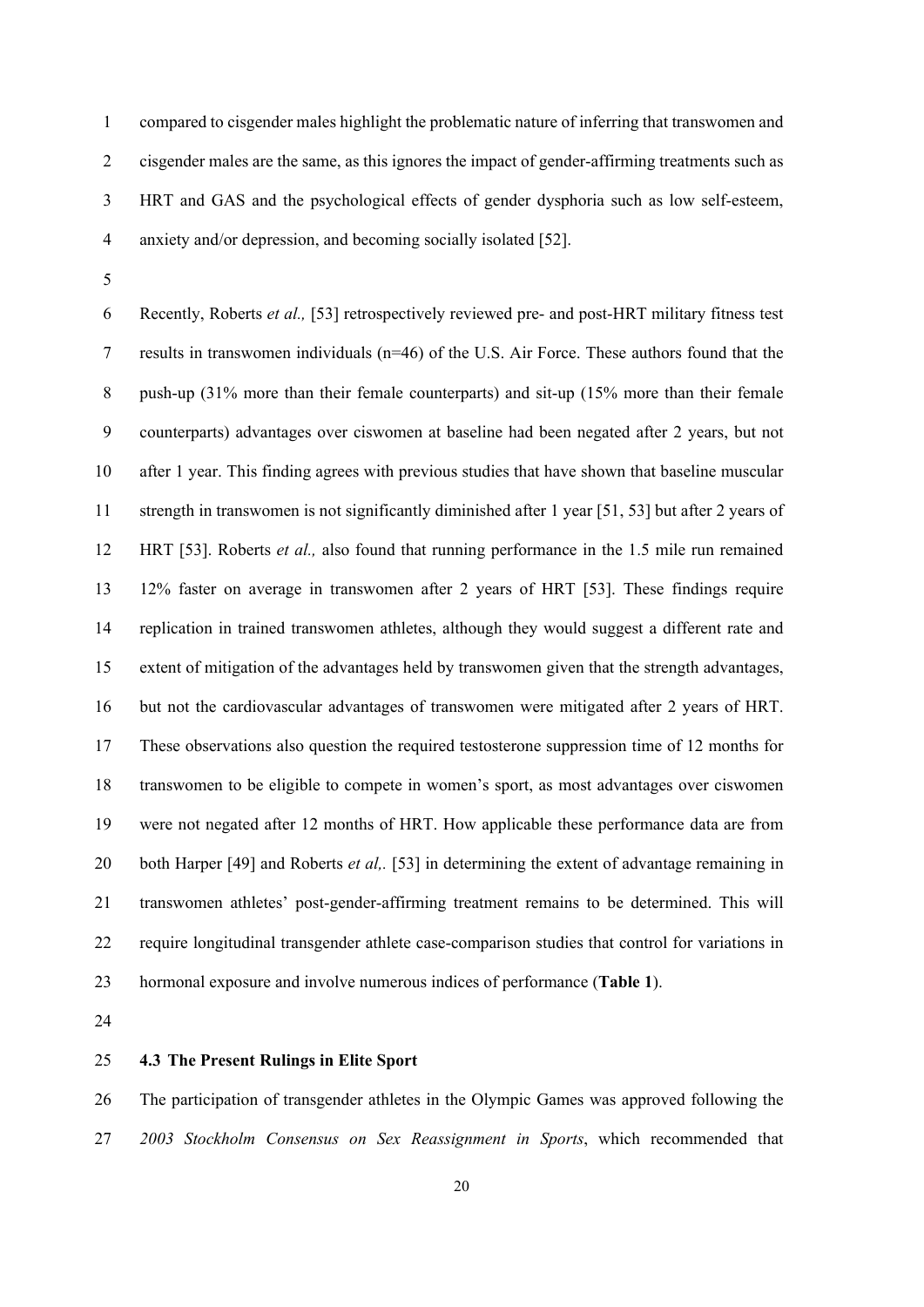compared to cisgender males highlight the problematic nature of inferring that transwomen and cisgender males are the same, as this ignores the impact of gender-affirming treatments such as HRT and GAS and the psychological effects of gender dysphoria such as low self-esteem, anxiety and/or depression, and becoming socially isolated [52].

Recently, Roberts *et al.,* [53] retrospectively reviewed pre- and post-HRT military fitness test results in transwomen individuals (n=46) of the U.S. Air Force. These authors found that the push-up (31% more than their female counterparts) and sit-up (15% more than their female counterparts) advantages over ciswomen at baseline had been negated after 2 years, but not after 1 year. This finding agrees with previous studies that have shown that baseline muscular strength in transwomen is not significantly diminished after 1 year [51, 53] but after 2 years of HRT [53]. Roberts *et al.,* also found that running performance in the 1.5 mile run remained 12% faster on average in transwomen after 2 years of HRT [53]. These findings require replication in trained transwomen athletes, although they would suggest a different rate and extent of mitigation of the advantages held by transwomen given that the strength advantages, but not the cardiovascular advantages of transwomen were mitigated after 2 years of HRT. These observations also question the required testosterone suppression time of 12 months for transwomen to be eligible to compete in women's sport, as most advantages over ciswomen were not negated after 12 months of HRT. How applicable these performance data are from both Harper [49] and Roberts *et al,.* [53] in determining the extent of advantage remaining in transwomen athletes' post-gender-affirming treatment remains to be determined. This will require longitudinal transgender athlete case-comparison studies that control for variations in hormonal exposure and involve numerous indices of performance (**Table 1**).

### 4.3 The Present Rulings in Elite Sport

The participation of transgender athletes in the Olympic Games was approved following the *2003 Stockholm Consensus on Sex Reassignment in Sports*, which recommended that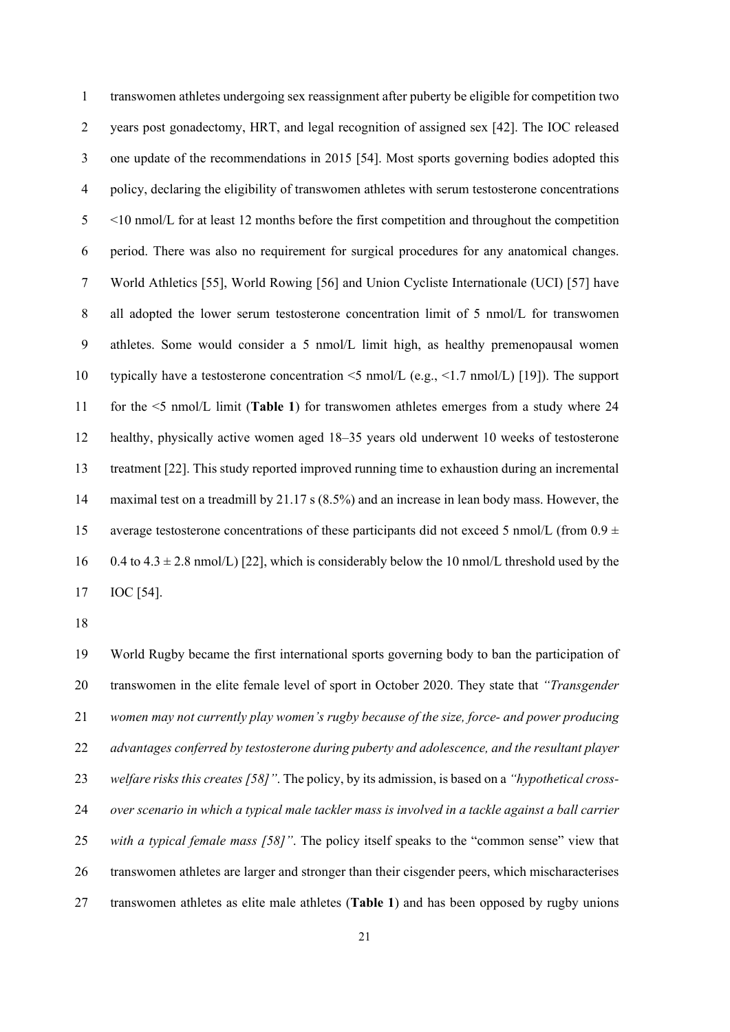transwomen athletes undergoing sex reassignment after puberty be eligible for competition two years post gonadectomy, HRT, and legal recognition of assigned sex [42]. The IOC released one update of the recommendations in 2015 [54]. Most sports governing bodies adopted this policy, declaring the eligibility of transwomen athletes with serum testosterone concentrations <10 nmol/L for at least 12 months before the first competition and throughout the competition period. There was also no requirement for surgical procedures for any anatomical changes. World Athletics [55], World Rowing [56] and Union Cycliste Internationale (UCI) [57] have all adopted the lower serum testosterone concentration limit of 5 nmol/L for transwomen athletes. Some would consider a 5 nmol/L limit high, as healthy premenopausal women typically have a testosterone concentration <5 nmol/L (e.g., <1.7 nmol/L) [19]). The support for the <5 nmol/L limit (**Table 1**) for transwomen athletes emerges from a study where 24 healthy, physically active women aged 18–35 years old underwent 10 weeks of testosterone treatment [22]. This study reported improved running time to exhaustion during an incremental maximal test on a treadmill by 21.17 s (8.5%) and an increase in lean body mass. However, the average testosterone concentrations of these participants did not exceed 5 nmol/L (from $0.9 \pm 0.4$ to $4.3 \pm 2.8$ nmol/L) [22], which is considerably below the 10 nmol/L threshold used by the IOC [54].

World Rugby became the first international sports governing body to ban the participation of transwomen in the elite female level of sport in October 2020. They state that *"Transgender women may not currently play women's rugby because of the size, force- and power producing advantages conferred by testosterone during puberty and adolescence, and the resultant player welfare risks this creates [58]"*. The policy, by its admission, is based on a *"hypothetical cross-over scenario in which a typical male tackler mass is involved in a tackle against a ball carrier with a typical female mass [58]"*. The policy itself speaks to the "common sense" view that transwomen athletes are larger and stronger than their cisgender peers, which mischaracterises transwomen athletes as elite male athletes (**Table 1**) and has been opposed by rugby unions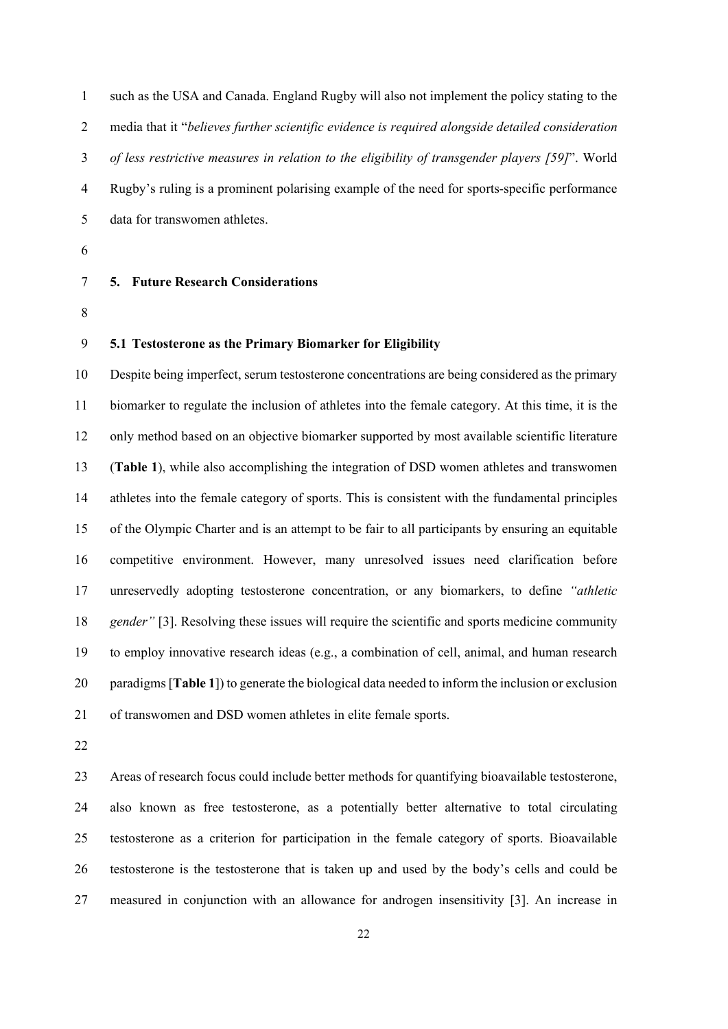such as the USA and Canada. England Rugby will also not implement the policy stating to the media that it "*believes further scientific evidence is required alongside detailed consideration of less restrictive measures in relation to the eligibility of transgender players [59]*". World Rugby's ruling is a prominent polarising example of the need for sports-specific performance data for transwomen athletes.

## 5. Future Research Considerations

### 5.1 Testosterone as the Primary Biomarker for Eligibility

Despite being imperfect, serum testosterone concentrations are being considered as the primary biomarker to regulate the inclusion of athletes into the female category. At this time, it is the only method based on an objective biomarker supported by most available scientific literature (**Table 1**), while also accomplishing the integration of DSD women athletes and transwomen athletes into the female category of sports. This is consistent with the fundamental principles of the Olympic Charter and is an attempt to be fair to all participants by ensuring an equitable competitive environment. However, many unresolved issues need clarification before unreservedly adopting testosterone concentration, or any biomarkers, to define *"athletic gender"* [3]. Resolving these issues will require the scientific and sports medicine community to employ innovative research ideas (e.g., a combination of cell, animal, and human research paradigms [**Table 1**]) to generate the biological data needed to inform the inclusion or exclusion of transwomen and DSD women athletes in elite female sports.

Areas of research focus could include better methods for quantifying bioavailable testosterone, also known as free testosterone, as a potentially better alternative to total circulating testosterone as a criterion for participation in the female category of sports. Bioavailable testosterone is the testosterone that is taken up and used by the body's cells and could be measured in conjunction with an allowance for androgen insensitivity [3]. An increase in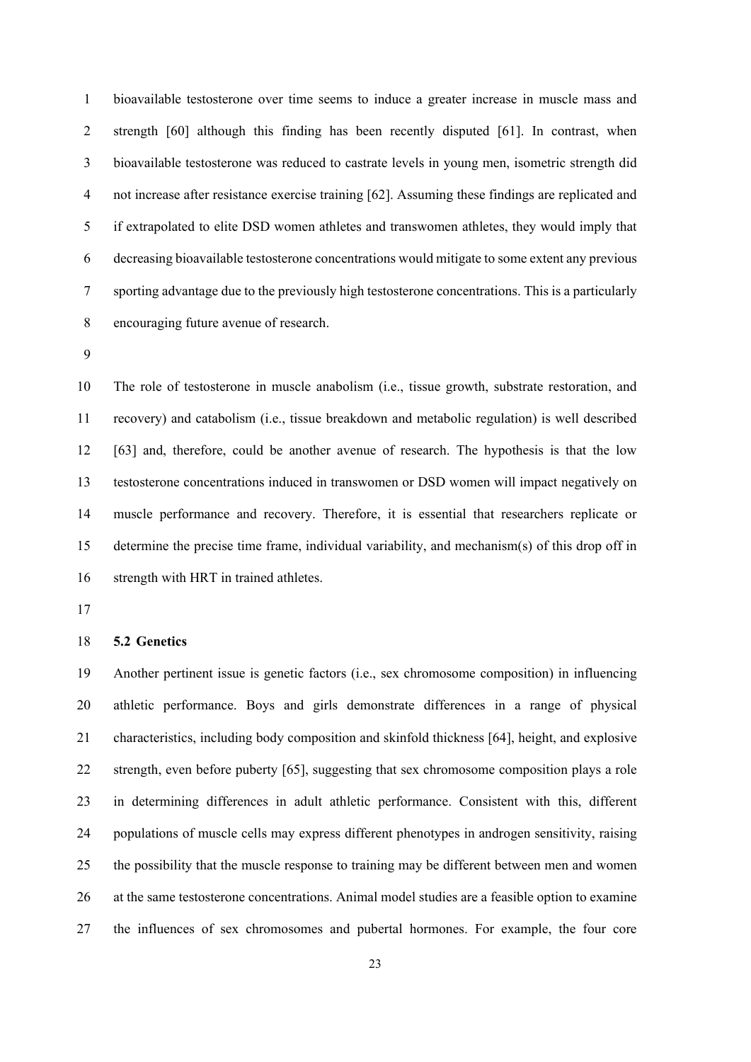bioavailable testosterone over time seems to induce a greater increase in muscle mass and strength [60] although this finding has been recently disputed [61]. In contrast, when bioavailable testosterone was reduced to castrate levels in young men, isometric strength did not increase after resistance exercise training [62]. Assuming these findings are replicated and if extrapolated to elite DSD women athletes and transwomen athletes, they would imply that decreasing bioavailable testosterone concentrations would mitigate to some extent any previous sporting advantage due to the previously high testosterone concentrations. This is a particularly encouraging future avenue of research.

The role of testosterone in muscle anabolism (i.e., tissue growth, substrate restoration, and recovery) and catabolism (i.e., tissue breakdown and metabolic regulation) is well described [63] and, therefore, could be another avenue of research. The hypothesis is that the low testosterone concentrations induced in transwomen or DSD women will impact negatively on muscle performance and recovery. Therefore, it is essential that researchers replicate or determine the precise time frame, individual variability, and mechanism(s) of this drop off in strength with HRT in trained athletes.

### 5.2 Genetics

Another pertinent issue is genetic factors (i.e., sex chromosome composition) in influencing athletic performance. Boys and girls demonstrate differences in a range of physical characteristics, including body composition and skinfold thickness [64], height, and explosive strength, even before puberty [65], suggesting that sex chromosome composition plays a role in determining differences in adult athletic performance. Consistent with this, different populations of muscle cells may express different phenotypes in androgen sensitivity, raising the possibility that the muscle response to training may be different between men and women at the same testosterone concentrations. Animal model studies are a feasible option to examine the influences of sex chromosomes and pubertal hormones. For example, the four core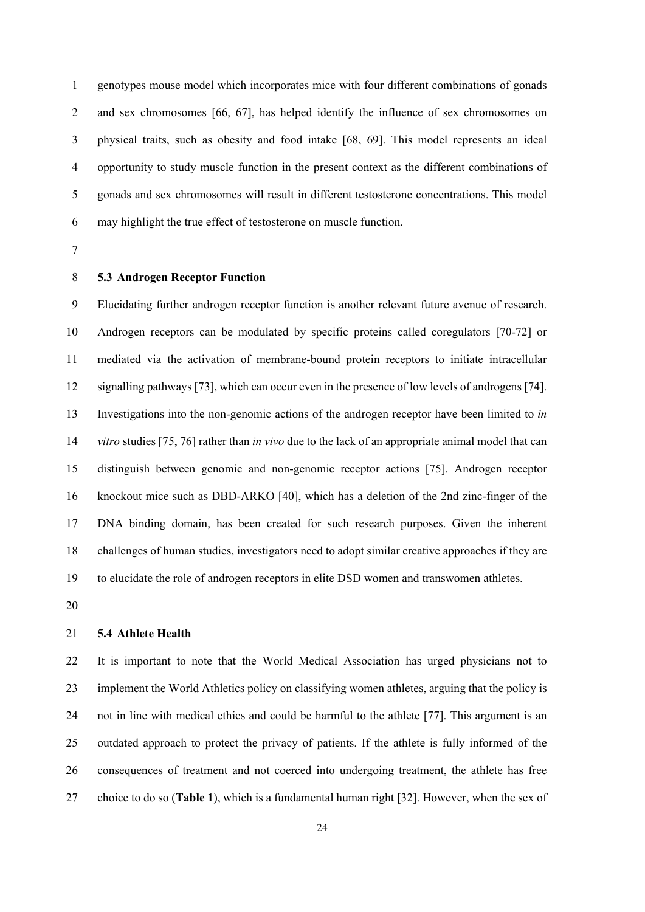genotypes mouse model which incorporates mice with four different combinations of gonads and sex chromosomes [66, 67], has helped identify the influence of sex chromosomes on physical traits, such as obesity and food intake [68, 69]. This model represents an ideal opportunity to study muscle function in the present context as the different combinations of gonads and sex chromosomes will result in different testosterone concentrations. This model may highlight the true effect of testosterone on muscle function.

### 5.3 Androgen Receptor Function

Elucidating further androgen receptor function is another relevant future avenue of research. Androgen receptors can be modulated by specific proteins called coregulators [70-72] or mediated via the activation of membrane-bound protein receptors to initiate intracellular signalling pathways [73], which can occur even in the presence of low levels of androgens [74]. Investigations into the non-genomic actions of the androgen receptor have been limited to *in vitro* studies [75, 76] rather than *in vivo* due to the lack of an appropriate animal model that can distinguish between genomic and non-genomic receptor actions [75]. Androgen receptor knockout mice such as DBD-ARKO [40], which has a deletion of the 2nd zinc-finger of the DNA binding domain, has been created for such research purposes. Given the inherent challenges of human studies, investigators need to adopt similar creative approaches if they are to elucidate the role of androgen receptors in elite DSD women and transwomen athletes.

### 5.4 Athlete Health

It is important to note that the World Medical Association has urged physicians not to implement the World Athletics policy on classifying women athletes, arguing that the policy is not in line with medical ethics and could be harmful to the athlete [77]. This argument is an outdated approach to protect the privacy of patients. If the athlete is fully informed of the consequences of treatment and not coerced into undergoing treatment, the athlete has free choice to do so (**Table 1**), which is a fundamental human right [32]. However, when the sex of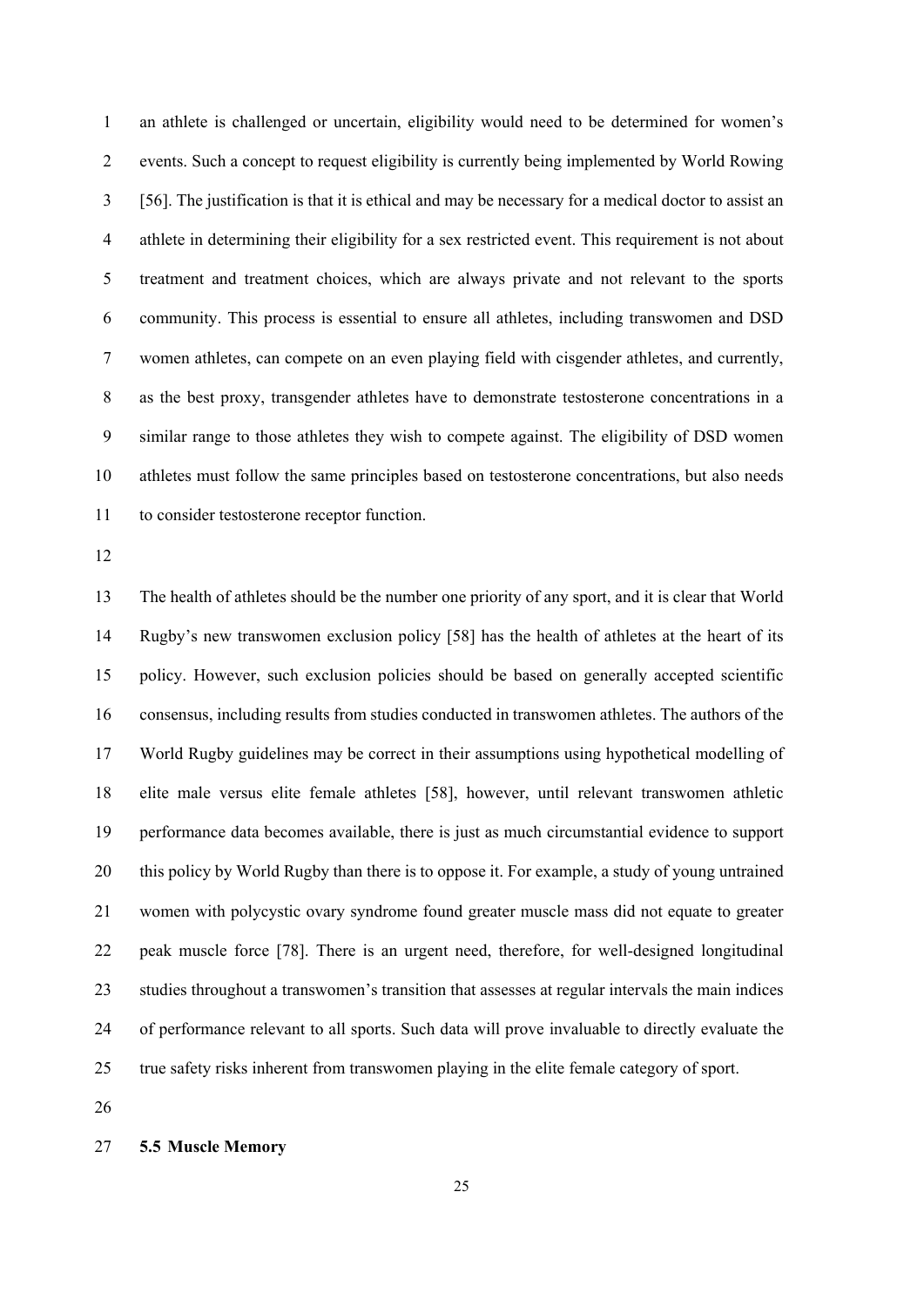an athlete is challenged or uncertain, eligibility would need to be determined for women's events. Such a concept to request eligibility is currently being implemented by World Rowing [56]. The justification is that it is ethical and may be necessary for a medical doctor to assist an athlete in determining their eligibility for a sex restricted event. This requirement is not about treatment and treatment choices, which are always private and not relevant to the sports community. This process is essential to ensure all athletes, including transwomen and DSD women athletes, can compete on an even playing field with cisgender athletes, and currently, as the best proxy, transgender athletes have to demonstrate testosterone concentrations in a similar range to those athletes they wish to compete against. The eligibility of DSD women athletes must follow the same principles based on testosterone concentrations, but also needs to consider testosterone receptor function.

The health of athletes should be the number one priority of any sport, and it is clear that World Rugby's new transwomen exclusion policy [58] has the health of athletes at the heart of its policy. However, such exclusion policies should be based on generally accepted scientific consensus, including results from studies conducted in transwomen athletes. The authors of the World Rugby guidelines may be correct in their assumptions using hypothetical modelling of elite male versus elite female athletes [58], however, until relevant transwomen athletic performance data becomes available, there is just as much circumstantial evidence to support this policy by World Rugby than there is to oppose it. For example, a study of young untrained women with polycystic ovary syndrome found greater muscle mass did not equate to greater peak muscle force [78]. There is an urgent need, therefore, for well-designed longitudinal studies throughout a transwomen's transition that assesses at regular intervals the main indices of performance relevant to all sports. Such data will prove invaluable to directly evaluate the true safety risks inherent from transwomen playing in the elite female category of sport.

### 5.5 Muscle Memory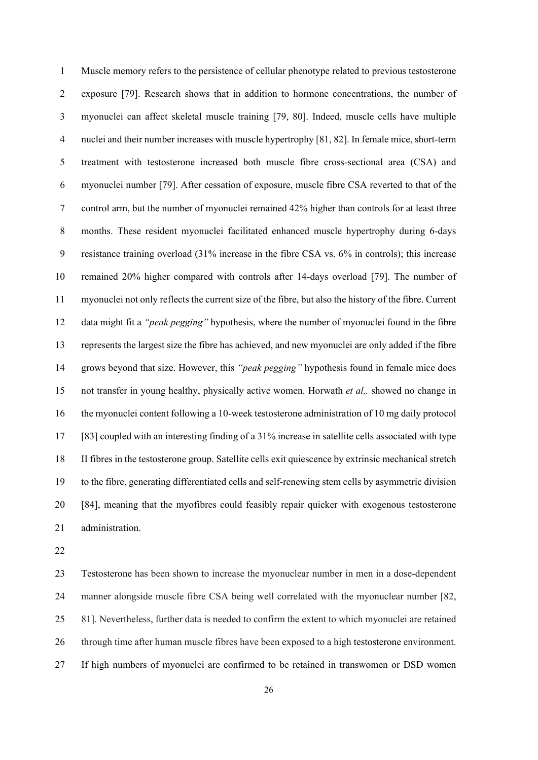Muscle memory refers to the persistence of cellular phenotype related to previous testosterone exposure [79]. Research shows that in addition to hormone concentrations, the number of myonuclei can affect skeletal muscle training [79, 80]. Indeed, muscle cells have multiple nuclei and their number increases with muscle hypertrophy [81, 82]. In female mice, short-term treatment with testosterone increased both muscle fibre cross-sectional area (CSA) and myonuclei number [79]. After cessation of exposure, muscle fibre CSA reverted to that of the control arm, but the number of myonuclei remained 42% higher than controls for at least three months. These resident myonuclei facilitated enhanced muscle hypertrophy during 6-days resistance training overload (31% increase in the fibre CSA vs. 6% in controls); this increase remained 20% higher compared with controls after 14-days overload [79]. The number of myonuclei not only reflects the current size of the fibre, but also the history of the fibre. Current data might fit a *"peak pegging"* hypothesis, where the number of myonuclei found in the fibre represents the largest size the fibre has achieved, and new myonuclei are only added if the fibre grows beyond that size. However, this *"peak pegging"* hypothesis found in female mice does not transfer in young healthy, physically active women. Horwath *et al,.* showed no change in the myonuclei content following a 10-week testosterone administration of 10 mg daily protocol [83] coupled with an interesting finding of a 31% increase in satellite cells associated with type II fibres in the testosterone group. Satellite cells exit quiescence by extrinsic mechanical stretch to the fibre, generating differentiated cells and self-renewing stem cells by asymmetric division [84], meaning that the myofibres could feasibly repair quicker with exogenous testosterone administration.

Testosterone has been shown to increase the myonuclear number in men in a dose-dependent manner alongside muscle fibre CSA being well correlated with the myonuclear number [82, 81]. Nevertheless, further data is needed to confirm the extent to which myonuclei are retained through time after human muscle fibres have been exposed to a high testosterone environment. If high numbers of myonuclei are confirmed to be retained in transwomen or DSD women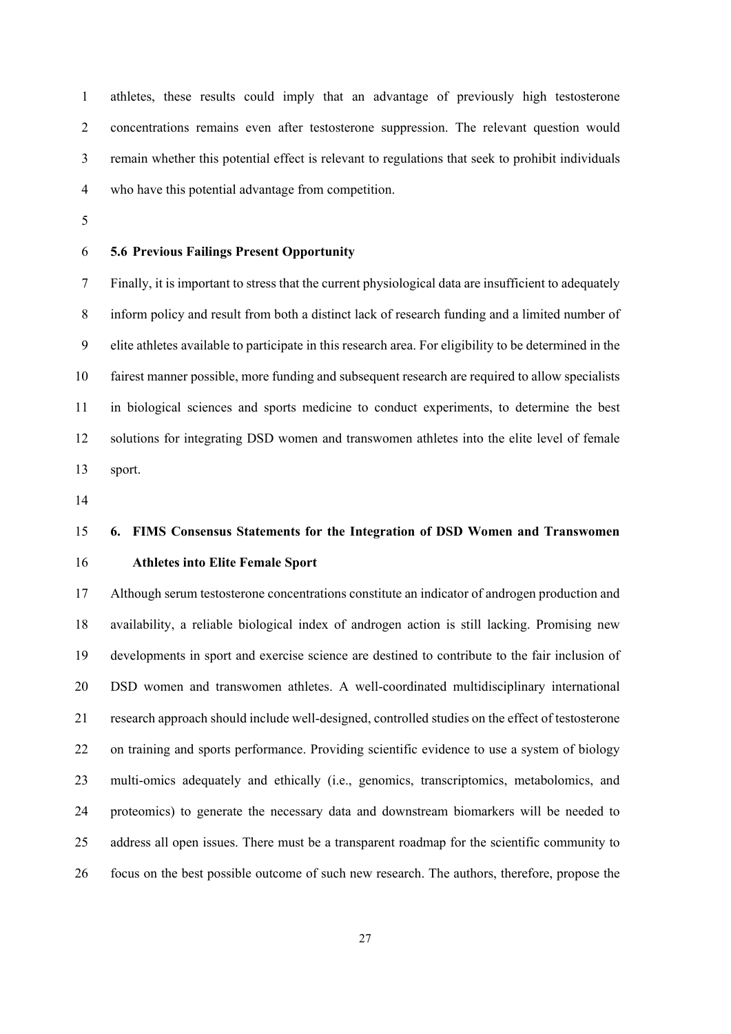athletes, these results could imply that an advantage of previously high testosterone concentrations remains even after testosterone suppression. The relevant question would remain whether this potential effect is relevant to regulations that seek to prohibit individuals who have this potential advantage from competition.

### 5.6 Previous Failings Present Opportunity

Finally, it is important to stress that the current physiological data are insufficient to adequately inform policy and result from both a distinct lack of research funding and a limited number of elite athletes available to participate in this research area. For eligibility to be determined in the fairest manner possible, more funding and subsequent research are required to allow specialists in biological sciences and sports medicine to conduct experiments, to determine the best solutions for integrating DSD women and transwomen athletes into the elite level of female sport.

## 6. FIMS Consensus Statements for the Integration of DSD Women and Transwomen Athletes into Elite Female Sport

Although serum testosterone concentrations constitute an indicator of androgen production and availability, a reliable biological index of androgen action is still lacking. Promising new developments in sport and exercise science are destined to contribute to the fair inclusion of DSD women and transwomen athletes. A well-coordinated multidisciplinary international research approach should include well-designed, controlled studies on the effect of testosterone on training and sports performance. Providing scientific evidence to use a system of biology multi-omics adequately and ethically (i.e., genomics, transcriptomics, metabolomics, and proteomics) to generate the necessary data and downstream biomarkers will be needed to address all open issues. There must be a transparent roadmap for the scientific community to focus on the best possible outcome of such new research. The authors, therefore, propose the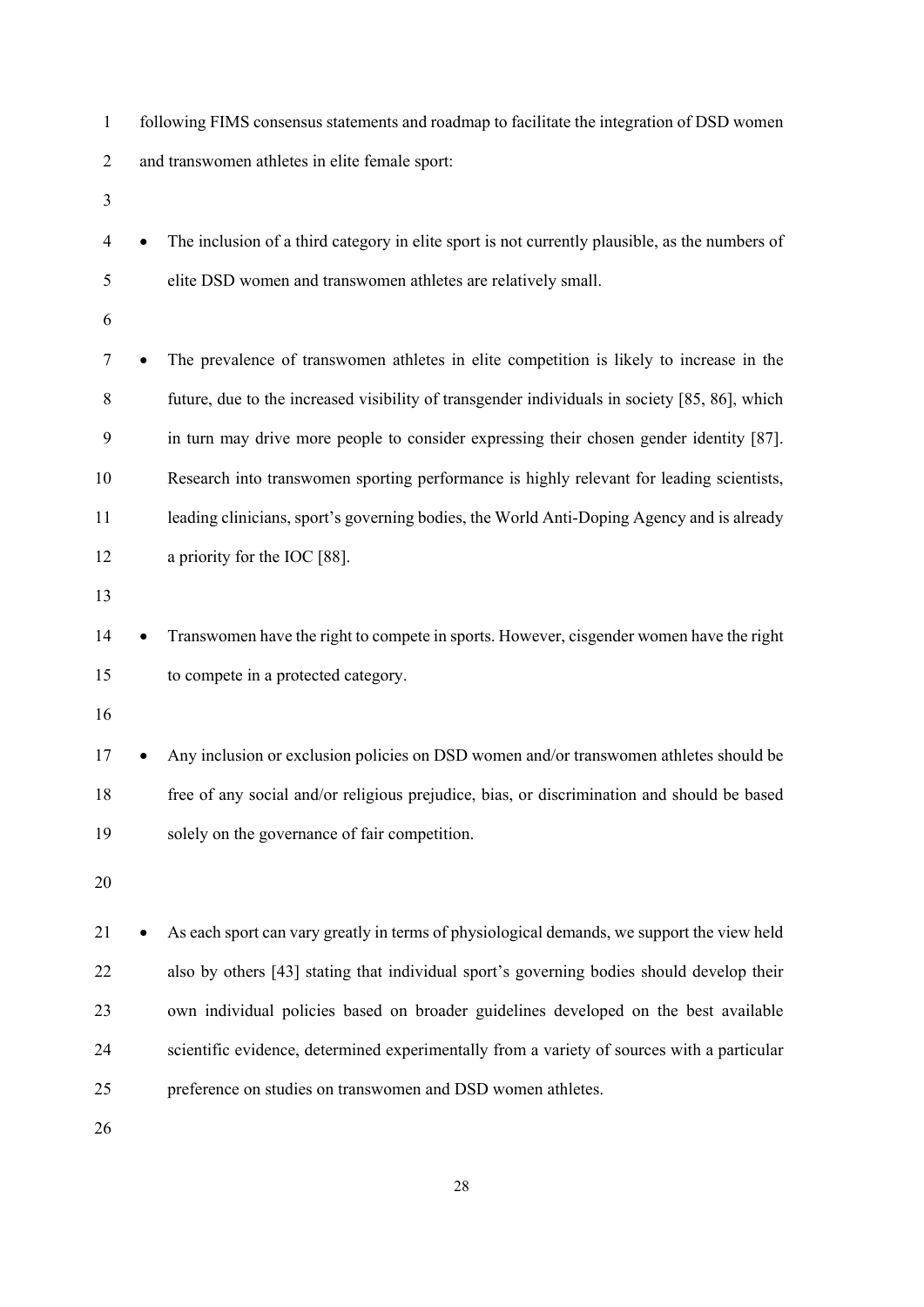following FIMS consensus statements and roadmap to facilitate the integration of DSD women and transwomen athletes in elite female sport:

- The inclusion of a third category in elite sport is not currently plausible, as the numbers of elite DSD women and transwomen athletes are relatively small.

- The prevalence of transwomen athletes in elite competition is likely to increase in the future, due to the increased visibility of transgender individuals in society [85, 86], which in turn may drive more people to consider expressing their chosen gender identity [87]. Research into transwomen sporting performance is highly relevant for leading scientists, leading clinicians, sport's governing bodies, the World Anti-Doping Agency and is already a priority for the IOC [88].

- Transwomen have the right to compete in sports. However, cisgender women have the right to compete in a protected category.

- Any inclusion or exclusion policies on DSD women and/or transwomen athletes should be free of any social and/or religious prejudice, bias, or discrimination and should be based solely on the governance of fair competition.

- As each sport can vary greatly in terms of physiological demands, we support the view held also by others [43] stating that individual sport's governing bodies should develop their own individual policies based on broader guidelines developed on the best available scientific evidence, determined experimentally from a variety of sources with a particular preference on studies on transwomen and DSD women athletes.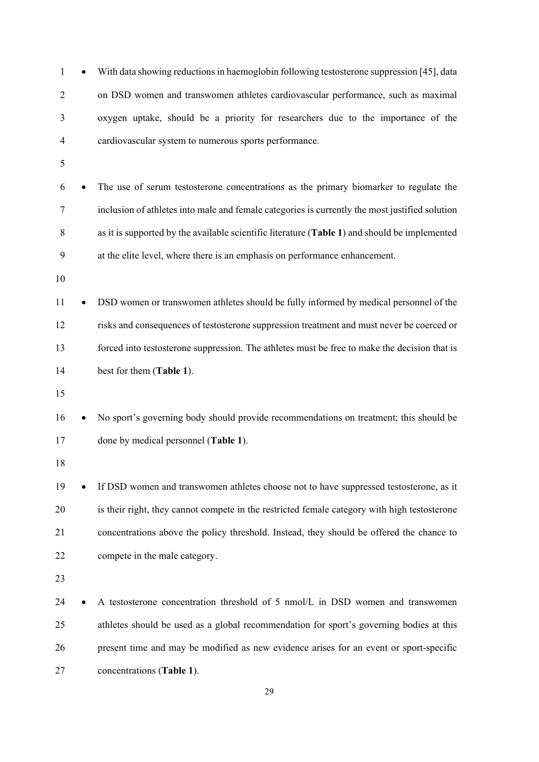- With data showing reductions in haemoglobin following testosterone suppression [45], data on DSD women and transwomen athletes cardiovascular performance, such as maximal oxygen uptake, should be a priority for researchers due to the importance of the cardiovascular system to numerous sports performance.

- The use of serum testosterone concentrations as the primary biomarker to regulate the inclusion of athletes into male and female categories is currently the most justified solution as it is supported by the available scientific literature (**Table 1**) and should be implemented at the elite level, where there is an emphasis on performance enhancement.

- DSD women or transwomen athletes should be fully informed by medical personnel of the risks and consequences of testosterone suppression treatment and must never be coerced or forced into testosterone suppression. The athletes must be free to make the decision that is best for them (**Table 1**).

- No sport's governing body should provide recommendations on treatment; this should be done by medical personnel (**Table 1**).

- If DSD women and transwomen athletes choose not to have suppressed testosterone, as it is their right, they cannot compete in the restricted female category with high testosterone concentrations above the policy threshold. Instead, they should be offered the chance to compete in the male category.

- A testosterone concentration threshold of 5 nmol/L in DSD women and transwomen athletes should be used as a global recommendation for sport's governing bodies at this present time and may be modified as new evidence arises for an event or sport-specific concentrations (**Table 1**).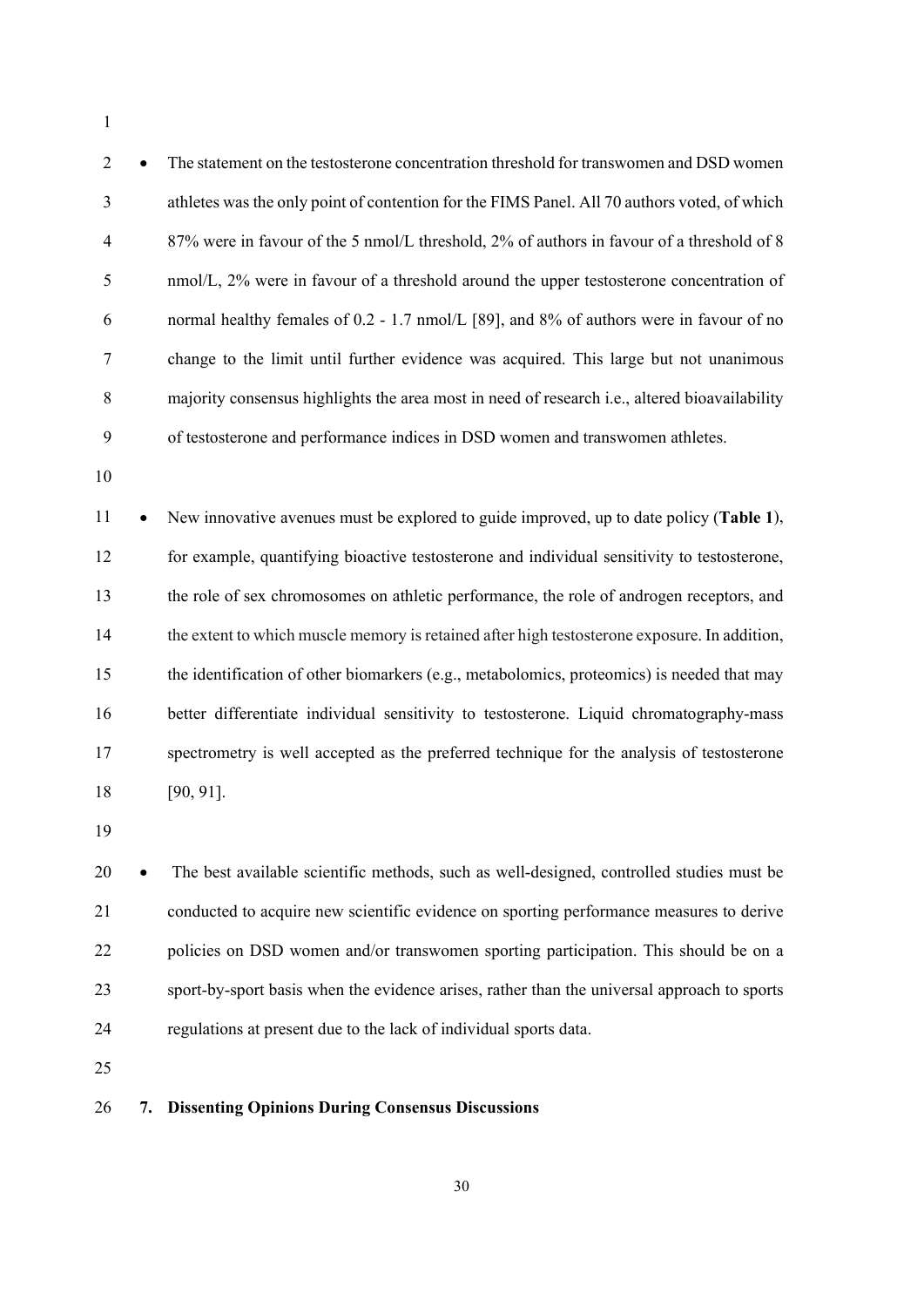- The statement on the testosterone concentration threshold for transwomen and DSD women athletes was the only point of contention for the FIMS Panel. All 70 authors voted, of which 87% were in favour of the 5 nmol/L threshold, 2% of authors in favour of a threshold of 8 nmol/L, 2% were in favour of a threshold around the upper testosterone concentration of normal healthy females of 0.2 - 1.7 nmol/L [89], and 8% of authors were in favour of no change to the limit until further evidence was acquired. This large but not unanimous majority consensus highlights the area most in need of research i.e., altered bioavailability of testosterone and performance indices in DSD women and transwomen athletes.

- New innovative avenues must be explored to guide improved, up to date policy (**Table 1**), for example, quantifying bioactive testosterone and individual sensitivity to testosterone, the role of sex chromosomes on athletic performance, the role of androgen receptors, and the extent to which muscle memory is retained after high testosterone exposure. In addition, the identification of other biomarkers (e.g., metabolomics, proteomics) is needed that may better differentiate individual sensitivity to testosterone. Liquid chromatography-mass spectrometry is well accepted as the preferred technique for the analysis of testosterone [90, 91].

- The best available scientific methods, such as well-designed, controlled studies must be conducted to acquire new scientific evidence on sporting performance measures to derive policies on DSD women and/or transwomen sporting participation. This should be on a sport-by-sport basis when the evidence arises, rather than the universal approach to sports regulations at present due to the lack of individual sports data.

## 7. Dissenting Opinions During Consensus Discussions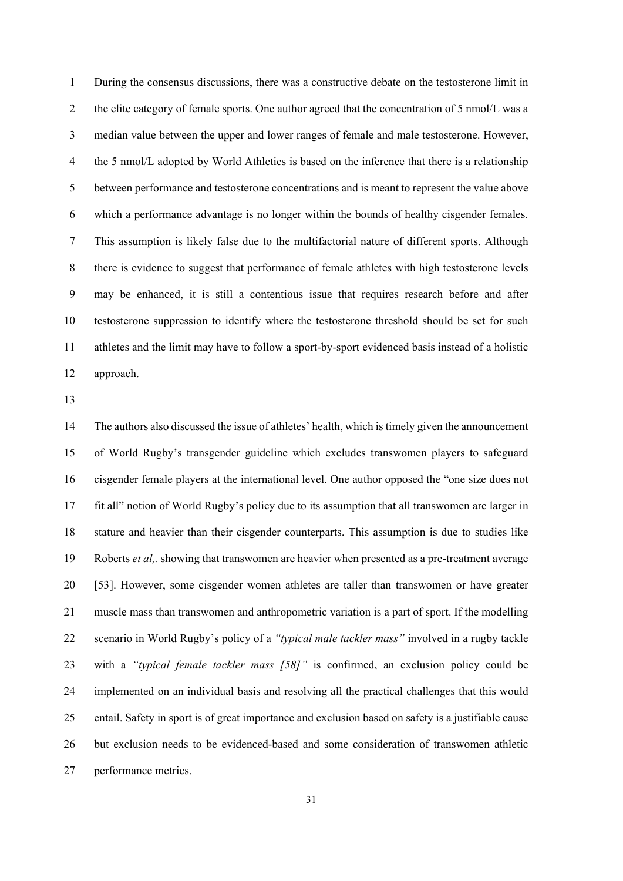During the consensus discussions, there was a constructive debate on the testosterone limit in the elite category of female sports. One author agreed that the concentration of 5 nmol/L was a median value between the upper and lower ranges of female and male testosterone. However, the 5 nmol/L adopted by World Athletics is based on the inference that there is a relationship between performance and testosterone concentrations and is meant to represent the value above which a performance advantage is no longer within the bounds of healthy cisgender females. This assumption is likely false due to the multifactorial nature of different sports. Although there is evidence to suggest that performance of female athletes with high testosterone levels may be enhanced, it is still a contentious issue that requires research before and after testosterone suppression to identify where the testosterone threshold should be set for such athletes and the limit may have to follow a sport-by-sport evidenced basis instead of a holistic approach.

The authors also discussed the issue of athletes' health, which is timely given the announcement of World Rugby's transgender guideline which excludes transwomen players to safeguard cisgender female players at the international level. One author opposed the "one size does not fit all" notion of World Rugby's policy due to its assumption that all transwomen are larger in stature and heavier than their cisgender counterparts. This assumption is due to studies like Roberts *et al,.* showing that transwomen are heavier when presented as a pre-treatment average [53]. However, some cisgender women athletes are taller than transwomen or have greater muscle mass than transwomen and anthropometric variation is a part of sport. If the modelling scenario in World Rugby's policy of a *"typical male tackler mass"* involved in a rugby tackle with a *"typical female tackler mass [58]"* is confirmed, an exclusion policy could be implemented on an individual basis and resolving all the practical challenges that this would entail. Safety in sport is of great importance and exclusion based on safety is a justifiable cause but exclusion needs to be evidenced-based and some consideration of transwomen athletic performance metrics.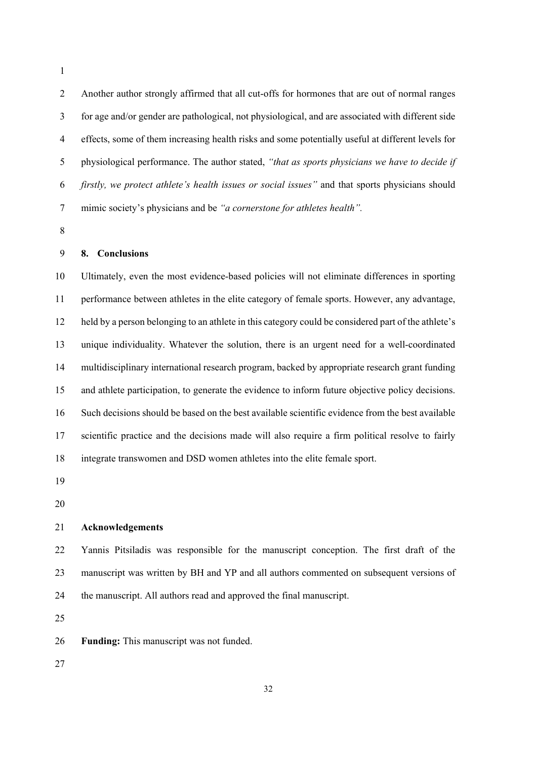Another author strongly affirmed that all cut-offs for hormones that are out of normal ranges for age and/or gender are pathological, not physiological, and are associated with different side effects, some of them increasing health risks and some potentially useful at different levels for physiological performance. The author stated, *"that as sports physicians we have to decide if firstly, we protect athlete's health issues or social issues"* and that sports physicians should mimic society's physicians and be *"a cornerstone for athletes health".*

## 8. Conclusions

Ultimately, even the most evidence-based policies will not eliminate differences in sporting performance between athletes in the elite category of female sports. However, any advantage, held by a person belonging to an athlete in this category could be considered part of the athlete's unique individuality. Whatever the solution, there is an urgent need for a well-coordinated multidisciplinary international research program, backed by appropriate research grant funding and athlete participation, to generate the evidence to inform future objective policy decisions. Such decisions should be based on the best available scientific evidence from the best available scientific practice and the decisions made will also require a firm political resolve to fairly integrate transwomen and DSD women athletes into the elite female sport.

## Acknowledgements

Yannis Pitsiladis was responsible for the manuscript conception. The first draft of the manuscript was written by BH and YP and all authors commented on subsequent versions of the manuscript. All authors read and approved the final manuscript.

**Funding:** This manuscript was not funded.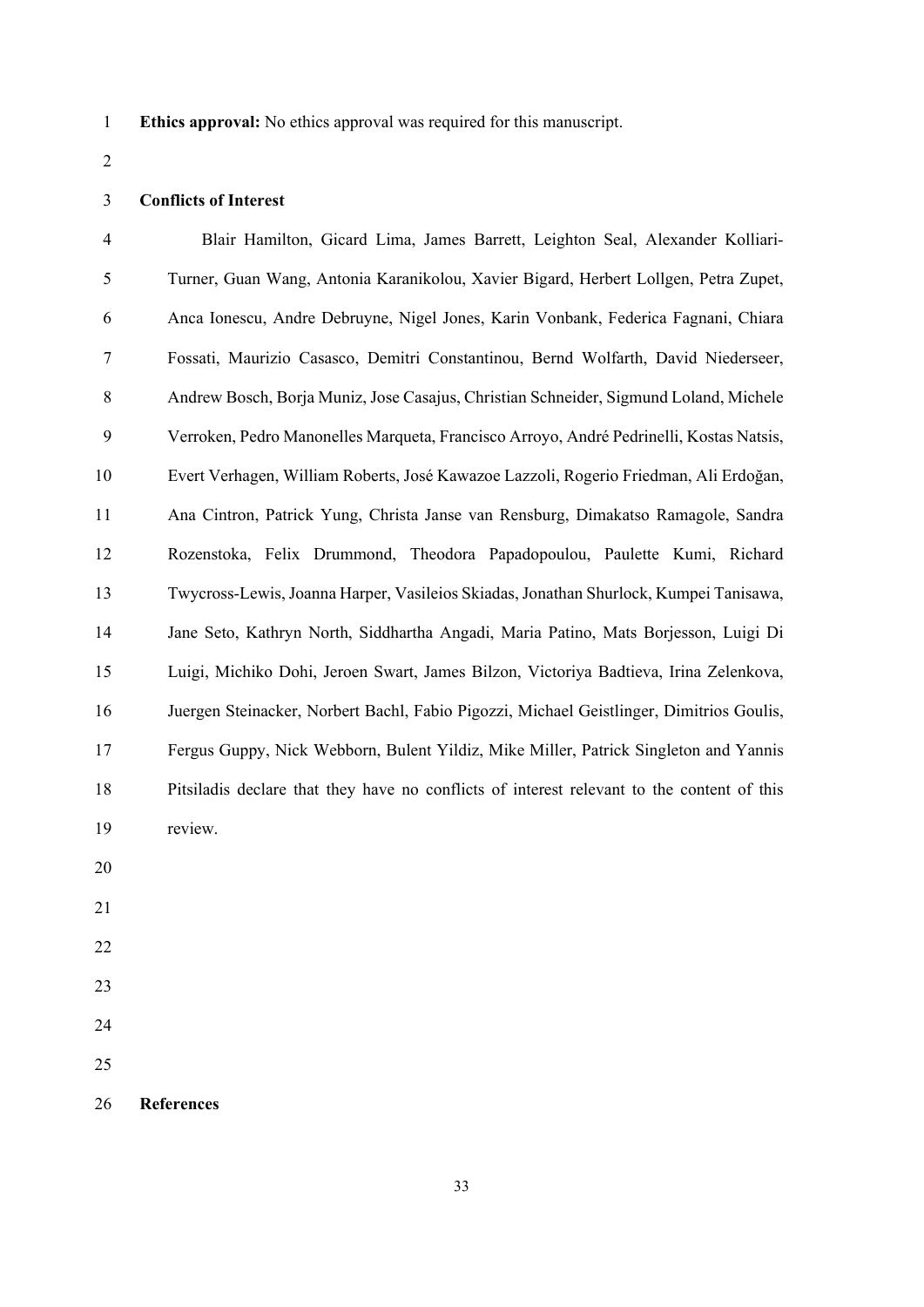**Ethics approval:** No ethics approval was required for this manuscript.

**Conflicts of Interest**

Blair Hamilton, Gicard Lima, James Barrett, Leighton Seal, Alexander Kolliari-Turner, Guan Wang, Antonia Karanikolou, Xavier Bigard, Herbert Lollgen, Petra Zupet, Anca Ionescu, Andre Debruyne, Nigel Jones, Karin Vonbank, Federica Fagnani, Chiara Fossati, Maurizio Casasco, Demitri Constantinou, Bernd Wolfarth, David Niederseer, Andrew Bosch, Borja Muniz, Jose Casajus, Christian Schneider, Sigmund Loland, Michele Verroken, Pedro Manonelles Marqueta, Francisco Arroyo, André Pedrinelli, Kostas Natsis, Evert Verhagen, William Roberts, José Kawazoe Lazzoli, Rogerio Friedman, Ali Erdoğan, Ana Cintron, Patrick Yung, Christa Janse van Rensburg, Dimakatso Ramagole, Sandra Rozenstoka, Felix Drummond, Theodora Papadopoulou, Paulette Kumi, Richard Twycross-Lewis, Joanna Harper, Vasileios Skiadas, Jonathan Shurlock, Kumpei Tanisawa, Jane Seto, Kathryn North, Siddhartha Angadi, Maria Patino, Mats Borjesson, Luigi Di Luigi, Michiko Dohi, Jeroen Swart, James Bilzon, Victoriya Badtieva, Irina Zelenkova, Juergen Steinacker, Norbert Bachl, Fabio Pigozzi, Michael Geistlinger, Dimitrios Goulis, Fergus Guppy, Nick Webborn, Bulent Yildiz, Mike Miller, Patrick Singleton and Yannis Pitsiladis declare that they have no conflicts of interest relevant to the content of this review.

**References**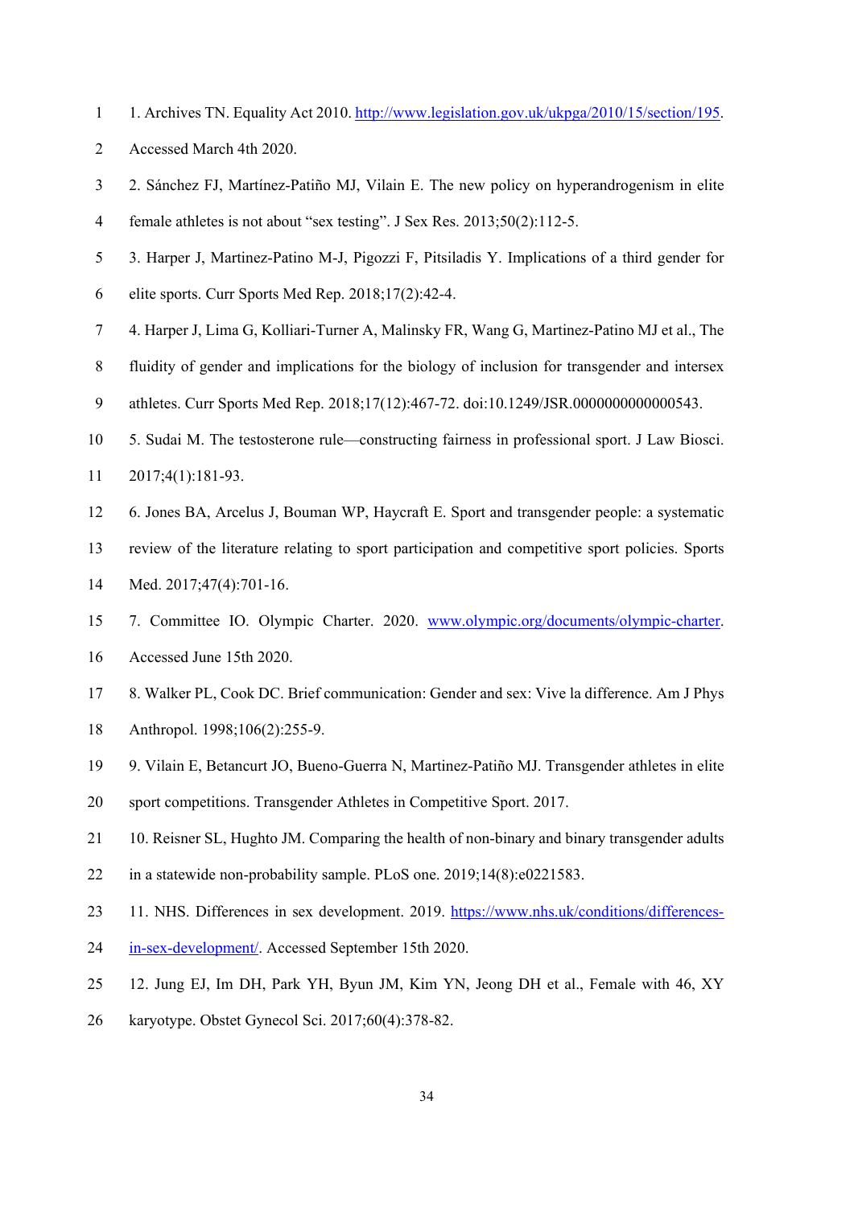1. Archives TN. Equality Act 2010. http://www.legislation.gov.uk/ukpga/2010/15/section/195. Accessed March 4th 2020.

2. Sánchez FJ, Martínez-Patiño MJ, Vilain E. The new policy on hyperandrogenism in elite female athletes is not about "sex testing". J Sex Res. 2013;50(2):112-5.

3. Harper J, Martinez-Patino M-J, Pigozzi F, Pitsiladis Y. Implications of a third gender for elite sports. Curr Sports Med Rep. 2018;17(2):42-4.

4. Harper J, Lima G, Kolliari-Turner A, Malinsky FR, Wang G, Martinez-Patino MJ et al., The fluidity of gender and implications for the biology of inclusion for transgender and intersex athletes. Curr Sports Med Rep. 2018;17(12):467-72. doi:10.1249/JSR.0000000000000543.

5. Sudai M. The testosterone rule—constructing fairness in professional sport. J Law Biosci. 2017;4(1):181-93.

6. Jones BA, Arcelus J, Bouman WP, Haycraft E. Sport and transgender people: a systematic review of the literature relating to sport participation and competitive sport policies. Sports Med. 2017;47(4):701-16.

7. Committee IO. Olympic Charter. 2020. www.olympic.org/documents/olympic-charter. Accessed June 15th 2020.

8. Walker PL, Cook DC. Brief communication: Gender and sex: Vive la difference. Am J Phys Anthropol. 1998;106(2):255-9.

9. Vilain E, Betancurt JO, Bueno-Guerra N, Martinez-Patiño MJ. Transgender athletes in elite sport competitions. Transgender Athletes in Competitive Sport. 2017.

10. Reisner SL, Hughto JM. Comparing the health of non-binary and binary transgender adults in a statewide non-probability sample. PLoS one. 2019;14(8):e0221583.

11. NHS. Differences in sex development. 2019. https://www.nhs.uk/conditions/differences-in-sex-development/. Accessed September 15th 2020.

12. Jung EJ, Im DH, Park YH, Byun JM, Kim YN, Jeong DH et al., Female with 46, XY karyotype. Obstet Gynecol Sci. 2017;60(4):378-82.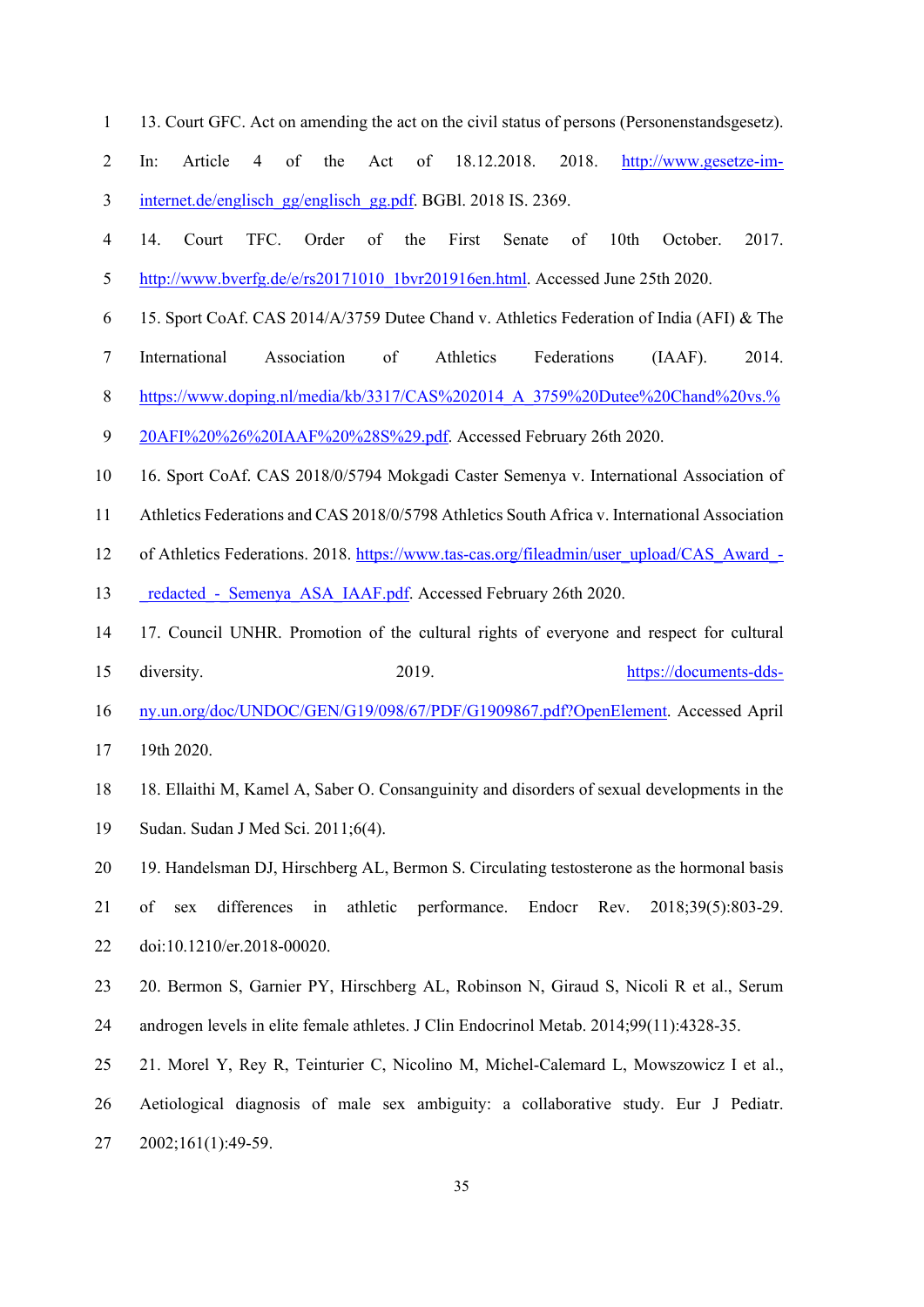13. Court GFC. Act on amending the act on the civil status of persons (Personenstandsgesetz). In: Article 4 of the Act of 18.12.2018. 2018. http://www.gesetze-im-internet.de/englisch_gg/englisch_gg.pdf. BGBl. 2018 IS. 2369.

14. Court TFC. Order of the First Senate of 10th October. 2017. http://www.bverfg.de/e/rs20171010_1bvr201916en.html. Accessed June 25th 2020.

15. Sport CoAf. CAS 2014/A/3759 Dutee Chand v. Athletics Federation of India (AFI) & The International Association of Athletics Federations (IAAF). 2014. https://www.doping.nl/media/kb/3317/CAS%202014_A_3759%20Dutee%20Chand%20vs.%20AFI%20%26%20IAAF%20%28S%29.pdf. Accessed February 26th 2020.

16. Sport CoAf. CAS 2018/0/5794 Mokgadi Caster Semenya v. International Association of Athletics Federations and CAS 2018/0/5798 Athletics South Africa v. International Association of Athletics Federations. 2018. https://www.tas-cas.org/fileadmin/user_upload/CAS_Award_-_redacted_-_Semenya_ASA_IAAF.pdf. Accessed February 26th 2020.

17. Council UNHR. Promotion of the cultural rights of everyone and respect for cultural diversity. 2019. https://documents-dds-ny.un.org/doc/UNDOC/GEN/G19/098/67/PDF/G1909867.pdf?OpenElement. Accessed April 19th 2020.

18. Ellaithi M, Kamel A, Saber O. Consanguinity and disorders of sexual developments in the Sudan. Sudan J Med Sci. 2011;6(4).

19. Handelsman DJ, Hirschberg AL, Bermon S. Circulating testosterone as the hormonal basis of sex differences in athletic performance. Endocr Rev. 2018;39(5):803-29. doi:10.1210/er.2018-00020.

20. Bermon S, Garnier PY, Hirschberg AL, Robinson N, Giraud S, Nicoli R et al., Serum androgen levels in elite female athletes. J Clin Endocrinol Metab. 2014;99(11):4328-35.

21. Morel Y, Rey R, Teinturier C, Nicolino M, Michel-Calemard L, Mowszowicz I et al., Aetiological diagnosis of male sex ambiguity: a collaborative study. Eur J Pediatr. 2002;161(1):49-59.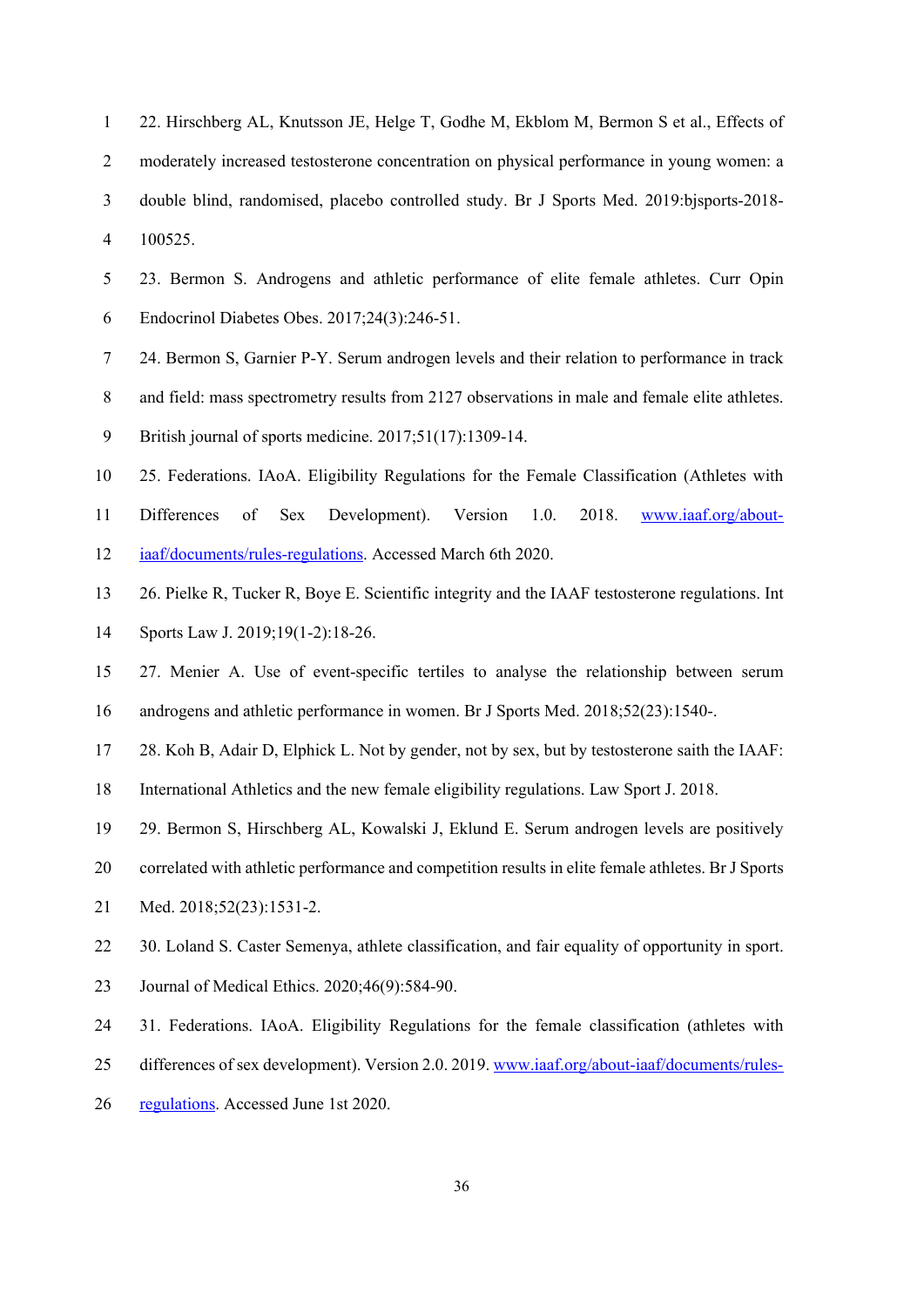22. Hirschberg AL, Knutsson JE, Helge T, Godhe M, Ekblom M, Bermon S et al., Effects of moderately increased testosterone concentration on physical performance in young women: a double blind, randomised, placebo controlled study. Br J Sports Med. 2019:bjsports-2018-100525.

23. Bermon S. Androgens and athletic performance of elite female athletes. Curr Opin Endocrinol Diabetes Obes. 2017;24(3):246-51.

24. Bermon S, Garnier P-Y. Serum androgen levels and their relation to performance in track and field: mass spectrometry results from 2127 observations in male and female elite athletes. British journal of sports medicine. 2017;51(17):1309-14.

25. Federations. IAoA. Eligibility Regulations for the Female Classification (Athletes with Differences of Sex Development). Version 1.0. 2018. www.iaaf.org/about-iaaf/documents/rules-regulations. Accessed March 6th 2020.

26. Pielke R, Tucker R, Boye E. Scientific integrity and the IAAF testosterone regulations. Int Sports Law J. 2019;19(1-2):18-26.

27. Menier A. Use of event-specific tertiles to analyse the relationship between serum androgens and athletic performance in women. Br J Sports Med. 2018;52(23):1540-.

28. Koh B, Adair D, Elphick L. Not by gender, not by sex, but by testosterone saith the IAAF: International Athletics and the new female eligibility regulations. Law Sport J. 2018.

29. Bermon S, Hirschberg AL, Kowalski J, Eklund E. Serum androgen levels are positively correlated with athletic performance and competition results in elite female athletes. Br J Sports Med. 2018;52(23):1531-2.

30. Loland S. Caster Semenya, athlete classification, and fair equality of opportunity in sport. Journal of Medical Ethics. 2020;46(9):584-90.

31. Federations. IAoA. Eligibility Regulations for the female classification (athletes with differences of sex development). Version 2.0. 2019. www.iaaf.org/about-iaaf/documents/rules-regulations. Accessed June 1st 2020.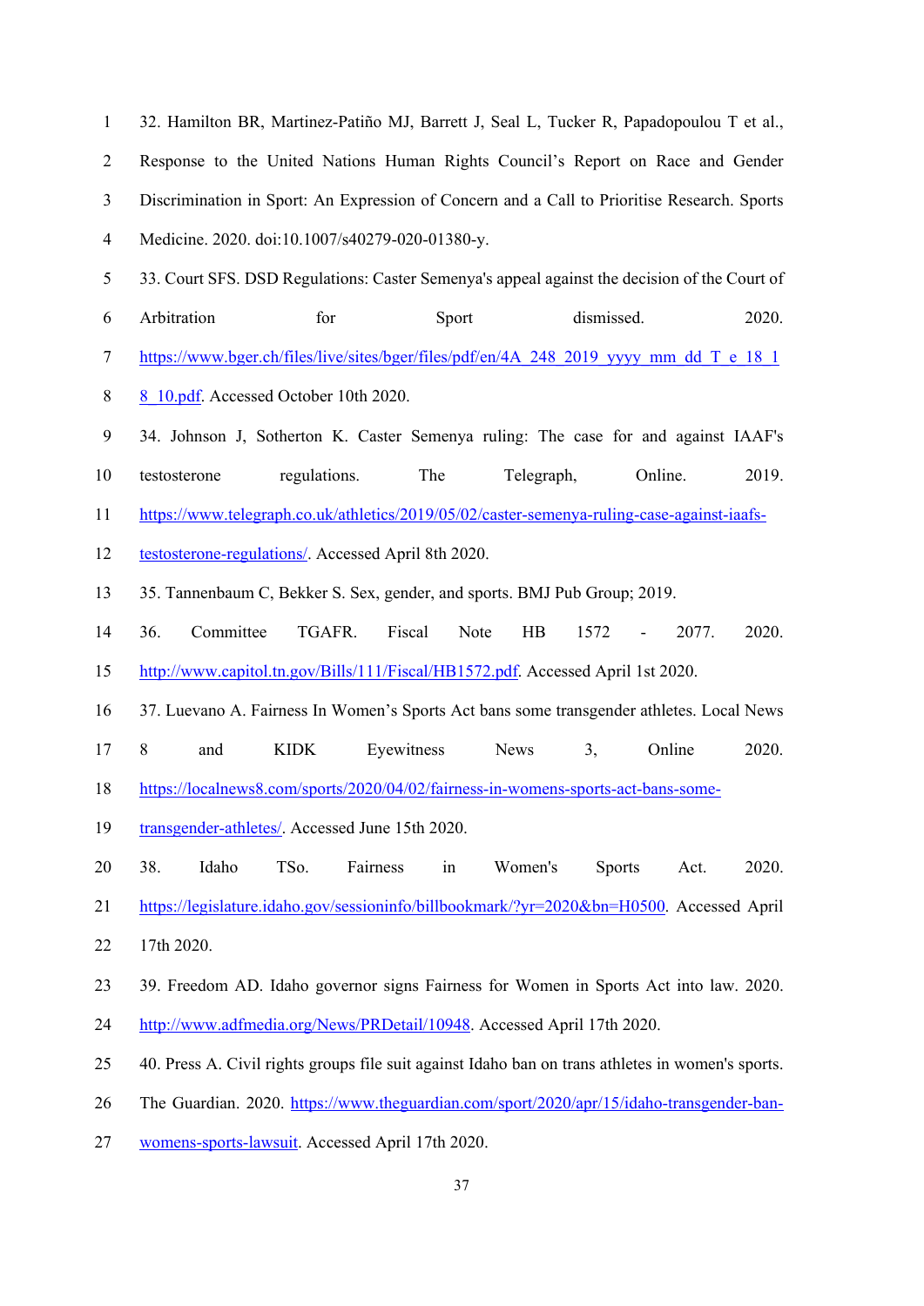32. Hamilton BR, Martinez-Patiño MJ, Barrett J, Seal L, Tucker R, Papadopoulou T et al., Response to the United Nations Human Rights Council's Report on Race and Gender Discrimination in Sport: An Expression of Concern and a Call to Prioritise Research. Sports Medicine. 2020. doi:10.1007/s40279-020-01380-y.

33. Court SFS. DSD Regulations: Caster Semenya's appeal against the decision of the Court of Arbitration for Sport dismissed. 2020. https://www.bger.ch/files/live/sites/bger/files/pdf/en/4A_248_2019_yyyy_mm_dd_T_e_18_18_10.pdf. Accessed October 10th 2020.

34. Johnson J, Sotherton K. Caster Semenya ruling: The case for and against IAAF's testosterone regulations. The Telegraph, Online. 2019. https://www.telegraph.co.uk/athletics/2019/05/02/caster-semenya-ruling-case-against-iaafs-testosterone-regulations/. Accessed April 8th 2020.

35. Tannenbaum C, Bekker S. Sex, gender, and sports. BMJ Pub Group; 2019.

36. Committee TGAFR. Fiscal Note HB 1572 - 2077. 2020. http://www.capitol.tn.gov/Bills/111/Fiscal/HB1572.pdf. Accessed April 1st 2020.

37. Luevano A. Fairness In Women's Sports Act bans some transgender athletes. Local News 8 and KIDK Eyewitness News 3, Online 2020. https://localnews8.com/sports/2020/04/02/fairness-in-womens-sports-act-bans-some-transgender-athletes/. Accessed June 15th 2020.

38. Idaho TSo. Fairness in Women's Sports Act. 2020. https://legislature.idaho.gov/sessioninfo/billbookmark/?yr=2020&bn=H0500. Accessed April 17th 2020.

39. Freedom AD. Idaho governor signs Fairness for Women in Sports Act into law. 2020. http://www.adfmedia.org/News/PRDetail/10948. Accessed April 17th 2020.

40. Press A. Civil rights groups file suit against Idaho ban on trans athletes in women's sports. The Guardian. 2020. https://www.theguardian.com/sport/2020/apr/15/idaho-transgender-ban-womens-sports-lawsuit. Accessed April 17th 2020.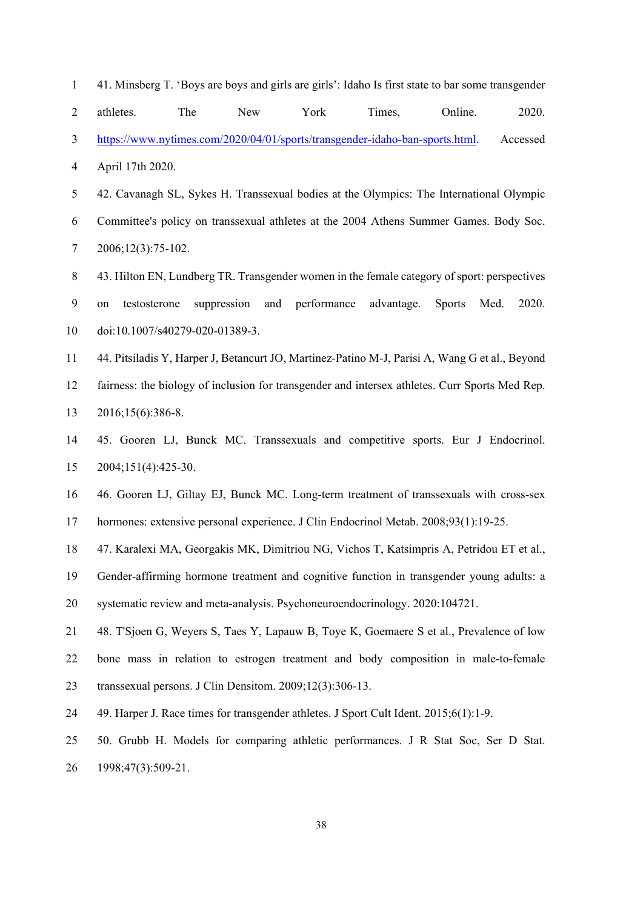41. Minsberg T. 'Boys are boys and girls are girls': Idaho Is first state to bar some transgender athletes. The New York Times, Online. 2020. https://www.nytimes.com/2020/04/01/sports/transgender-idaho-ban-sports.html. Accessed April 17th 2020.

42. Cavanagh SL, Sykes H. Transsexual bodies at the Olympics: The International Olympic Committee's policy on transsexual athletes at the 2004 Athens Summer Games. Body Soc. 2006;12(3):75-102.

43. Hilton EN, Lundberg TR. Transgender women in the female category of sport: perspectives on testosterone suppression and performance advantage. Sports Med. 2020. doi:10.1007/s40279-020-01389-3.

44. Pitsiladis Y, Harper J, Betancurt JO, Martinez-Patino M-J, Parisi A, Wang G et al., Beyond fairness: the biology of inclusion for transgender and intersex athletes. Curr Sports Med Rep. 2016;15(6):386-8.

45. Gooren LJ, Bunck MC. Transsexuals and competitive sports. Eur J Endocrinol. 2004;151(4):425-30.

46. Gooren LJ, Giltay EJ, Bunck MC. Long-term treatment of transsexuals with cross-sex hormones: extensive personal experience. J Clin Endocrinol Metab. 2008;93(1):19-25.

47. Karalexi MA, Georgakis MK, Dimitriou NG, Vichos T, Katsimpris A, Petridou ET et al., Gender-affirming hormone treatment and cognitive function in transgender young adults: a systematic review and meta-analysis. Psychoneuroendocrinology. 2020:104721.

48. T'Sjoen G, Weyers S, Taes Y, Lapauw B, Toye K, Goemaere S et al., Prevalence of low bone mass in relation to estrogen treatment and body composition in male-to-female transsexual persons. J Clin Densitom. 2009;12(3):306-13.

49. Harper J. Race times for transgender athletes. J Sport Cult Ident. 2015;6(1):1-9.

50. Grubb H. Models for comparing athletic performances. J R Stat Soc, Ser D Stat. 1998;47(3):509-21.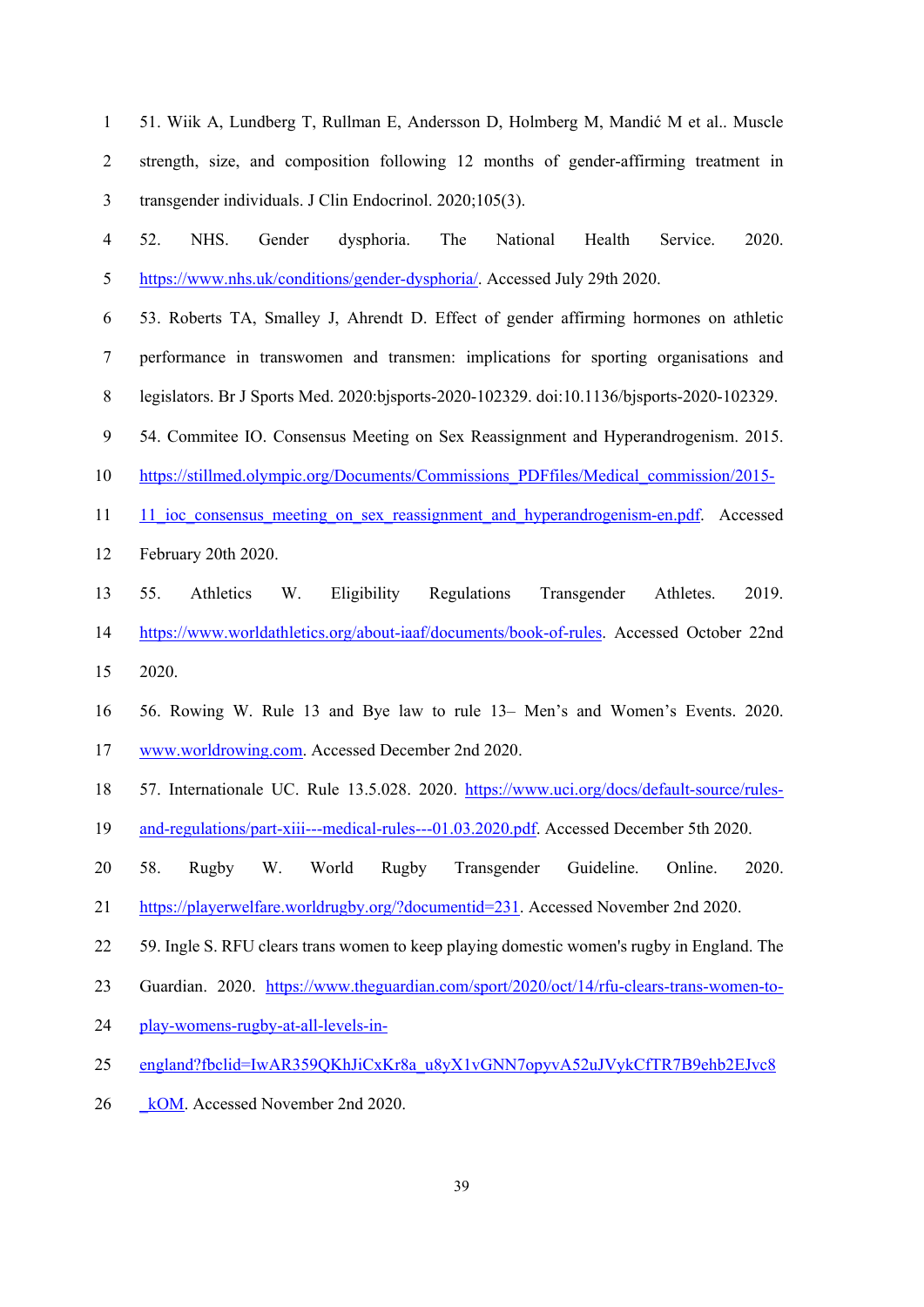51. Wiik A, Lundberg T, Rullman E, Andersson D, Holmberg M, Mandić M et al.. Muscle strength, size, and composition following 12 months of gender-affirming treatment in transgender individuals. J Clin Endocrinol. 2020;105(3).

52. NHS. Gender dysphoria. The National Health Service. 2020. https://www.nhs.uk/conditions/gender-dysphoria/. Accessed July 29th 2020.

53. Roberts TA, Smalley J, Ahrendt D. Effect of gender affirming hormones on athletic performance in transwomen and transmen: implications for sporting organisations and legislators. Br J Sports Med. 2020:bjsports-2020-102329. doi:10.1136/bjsports-2020-102329.

54. Commitee IO. Consensus Meeting on Sex Reassignment and Hyperandrogenism. 2015. https://stillmed.olympic.org/Documents/Commissions_PDFfiles/Medical_commission/2015-11_ioc_consensus_meeting_on_sex_reassignment_and_hyperandrogenism-en.pdf. Accessed February 20th 2020.

55. Athletics W. Eligibility Regulations Transgender Athletes. 2019. https://www.worldathletics.org/about-iaaf/documents/book-of-rules. Accessed October 22nd 2020.

56. Rowing W. Rule 13 and Bye law to rule 13– Men's and Women's Events. 2020. www.worldrowing.com. Accessed December 2nd 2020.

57. Internationale UC. Rule 13.5.028. 2020. https://www.uci.org/docs/default-source/rules-and-regulations/part-xiii---medical-rules---01.03.2020.pdf. Accessed December 5th 2020.

58. Rugby W. World Rugby Transgender Guideline. Online. 2020. https://playerwelfare.worldrugby.org/?documentid=231. Accessed November 2nd 2020.

59. Ingle S. RFU clears trans women to keep playing domestic women's rugby in England. The Guardian. 2020. https://www.theguardian.com/sport/2020/oct/14/rfu-clears-trans-women-to-play-womens-rugby-at-all-levels-in-england?fbclid=IwAR359QKhJiCxKr8a_u8yX1vGNN7opyvA52uJVykCfTR7B9ehb2EJvc8_kOM. Accessed November 2nd 2020.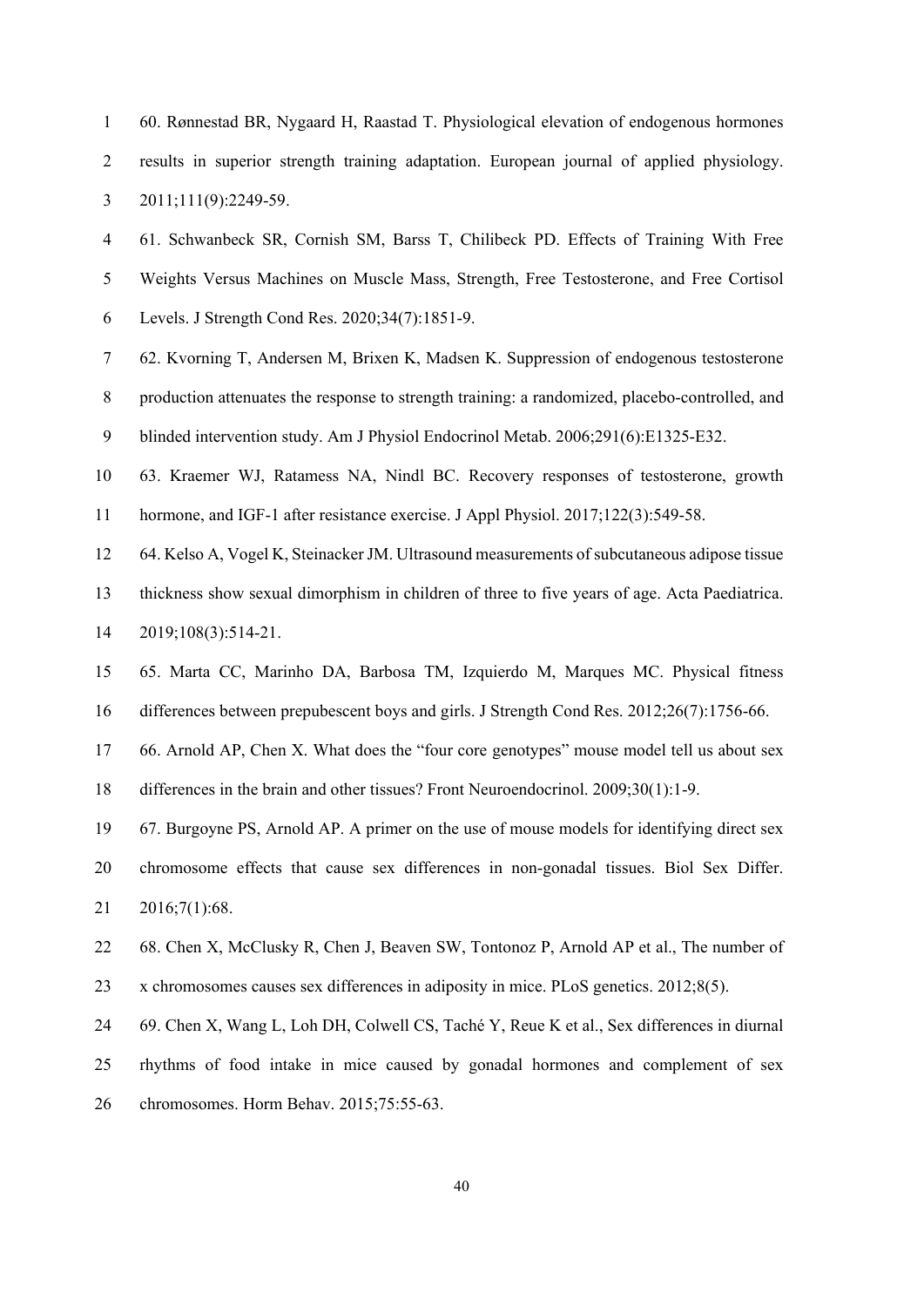60. Rønnestad BR, Nygaard H, Raastad T. Physiological elevation of endogenous hormones results in superior strength training adaptation. European journal of applied physiology. 2011;111(9):2249-59.

61. Schwanbeck SR, Cornish SM, Barss T, Chilibeck PD. Effects of Training With Free Weights Versus Machines on Muscle Mass, Strength, Free Testosterone, and Free Cortisol Levels. J Strength Cond Res. 2020;34(7):1851-9.

62. Kvorning T, Andersen M, Brixen K, Madsen K. Suppression of endogenous testosterone production attenuates the response to strength training: a randomized, placebo-controlled, and blinded intervention study. Am J Physiol Endocrinol Metab. 2006;291(6):E1325-E32.

63. Kraemer WJ, Ratamess NA, Nindl BC. Recovery responses of testosterone, growth hormone, and IGF-1 after resistance exercise. J Appl Physiol. 2017;122(3):549-58.

64. Kelso A, Vogel K, Steinacker JM. Ultrasound measurements of subcutaneous adipose tissue thickness show sexual dimorphism in children of three to five years of age. Acta Paediatrica. 2019;108(3):514-21.

65. Marta CC, Marinho DA, Barbosa TM, Izquierdo M, Marques MC. Physical fitness differences between prepubescent boys and girls. J Strength Cond Res. 2012;26(7):1756-66.

66. Arnold AP, Chen X. What does the "four core genotypes" mouse model tell us about sex differences in the brain and other tissues? Front Neuroendocrinol. 2009;30(1):1-9.

67. Burgoyne PS, Arnold AP. A primer on the use of mouse models for identifying direct sex chromosome effects that cause sex differences in non-gonadal tissues. Biol Sex Differ. 2016;7(1):68.

68. Chen X, McClusky R, Chen J, Beaven SW, Tontonoz P, Arnold AP et al., The number of x chromosomes causes sex differences in adiposity in mice. PLoS genetics. 2012;8(5).

69. Chen X, Wang L, Loh DH, Colwell CS, Taché Y, Reue K et al., Sex differences in diurnal rhythms of food intake in mice caused by gonadal hormones and complement of sex chromosomes. Horm Behav. 2015;75:55-63.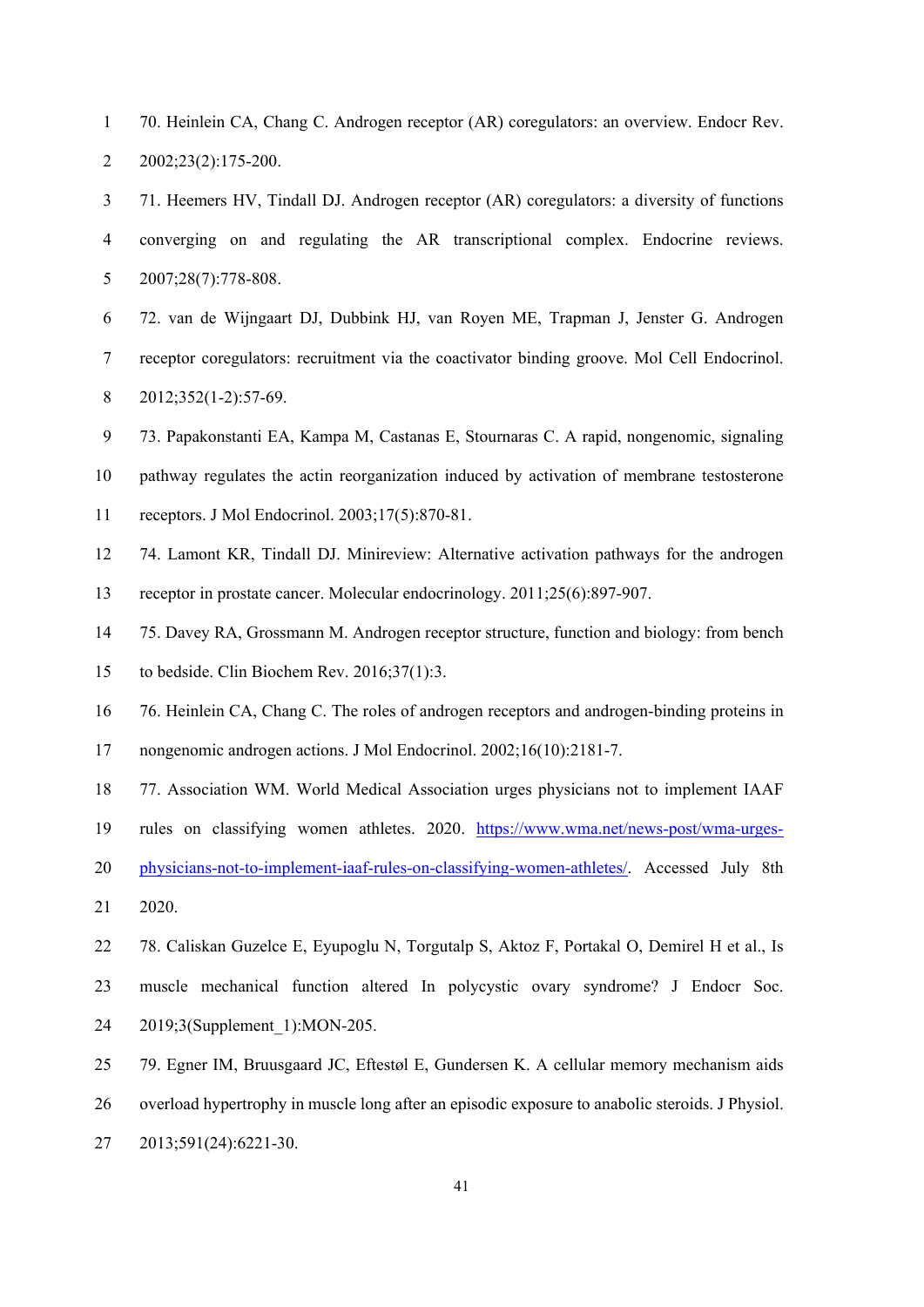70. Heinlein CA, Chang C. Androgen receptor (AR) coregulators: an overview. Endocr Rev. 2002;23(2):175-200.

71. Heemers HV, Tindall DJ. Androgen receptor (AR) coregulators: a diversity of functions converging on and regulating the AR transcriptional complex. Endocrine reviews. 2007;28(7):778-808.

72. van de Wijngaart DJ, Dubbink HJ, van Royen ME, Trapman J, Jenster G. Androgen receptor coregulators: recruitment via the coactivator binding groove. Mol Cell Endocrinol. 2012;352(1-2):57-69.

73. Papakonstanti EA, Kampa M, Castanas E, Stournaras C. A rapid, nongenomic, signaling pathway regulates the actin reorganization induced by activation of membrane testosterone receptors. J Mol Endocrinol. 2003;17(5):870-81.

74. Lamont KR, Tindall DJ. Minireview: Alternative activation pathways for the androgen receptor in prostate cancer. Molecular endocrinology. 2011;25(6):897-907.

75. Davey RA, Grossmann M. Androgen receptor structure, function and biology: from bench to bedside. Clin Biochem Rev. 2016;37(1):3.

76. Heinlein CA, Chang C. The roles of androgen receptors and androgen-binding proteins in nongenomic androgen actions. J Mol Endocrinol. 2002;16(10):2181-7.

77. Association WM. World Medical Association urges physicians not to implement IAAF rules on classifying women athletes. 2020. https://www.wma.net/news-post/wma-urges-physicians-not-to-implement-iaaf-rules-on-classifying-women-athletes/. Accessed July 8th 2020.

78. Caliskan Guzelce E, Eyupoglu N, Torgutalp S, Aktoz F, Portakal O, Demirel H et al., Is muscle mechanical function altered In polycystic ovary syndrome? J Endocr Soc. 2019;3(Supplement_1):MON-205.

79. Egner IM, Bruusgaard JC, Eftestøl E, Gundersen K. A cellular memory mechanism aids overload hypertrophy in muscle long after an episodic exposure to anabolic steroids. J Physiol. 2013;591(24):6221-30.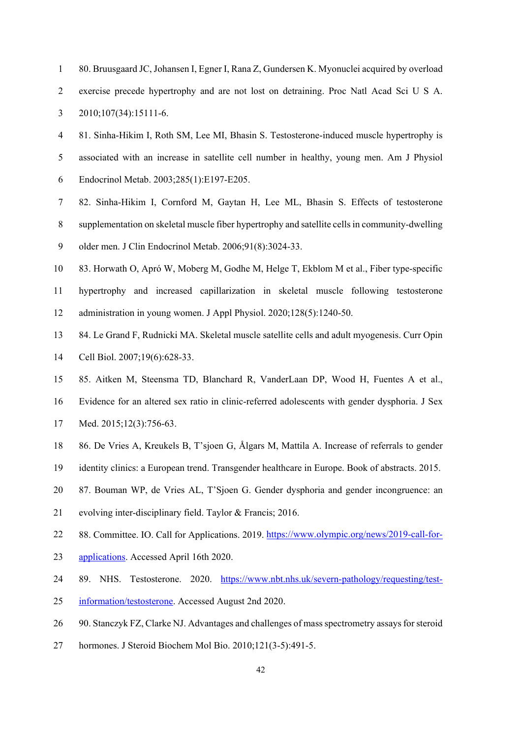80. Bruusgaard JC, Johansen I, Egner I, Rana Z, Gundersen K. Myonuclei acquired by overload exercise precede hypertrophy and are not lost on detraining. Proc Natl Acad Sci U S A. 2010;107(34):15111-6.

81. Sinha-Hikim I, Roth SM, Lee MI, Bhasin S. Testosterone-induced muscle hypertrophy is associated with an increase in satellite cell number in healthy, young men. Am J Physiol Endocrinol Metab. 2003;285(1):E197-E205.

82. Sinha-Hikim I, Cornford M, Gaytan H, Lee ML, Bhasin S. Effects of testosterone supplementation on skeletal muscle fiber hypertrophy and satellite cells in community-dwelling older men. J Clin Endocrinol Metab. 2006;91(8):3024-33.

83. Horwath O, Apró W, Moberg M, Godhe M, Helge T, Ekblom M et al., Fiber type-specific hypertrophy and increased capillarization in skeletal muscle following testosterone administration in young women. J Appl Physiol. 2020;128(5):1240-50.

84. Le Grand F, Rudnicki MA. Skeletal muscle satellite cells and adult myogenesis. Curr Opin Cell Biol. 2007;19(6):628-33.

85. Aitken M, Steensma TD, Blanchard R, VanderLaan DP, Wood H, Fuentes A et al., Evidence for an altered sex ratio in clinic-referred adolescents with gender dysphoria. J Sex Med. 2015;12(3):756-63.

86. De Vries A, Kreukels B, T'sjoen G, Ålgars M, Mattila A. Increase of referrals to gender identity clinics: a European trend. Transgender healthcare in Europe. Book of abstracts. 2015.

87. Bouman WP, de Vries AL, T'Sjoen G. Gender dysphoria and gender incongruence: an evolving inter-disciplinary field. Taylor & Francis; 2016.

88. Committee. IO. Call for Applications. 2019. [https://www.olympic.org/news/2019-call-for-applications](https://www.olympic.org/news/2019-call-for-applications). Accessed April 16th 2020.

89. NHS. Testosterone. 2020. [https://www.nbt.nhs.uk/severn-pathology/requesting/test-information/testosterone](https://www.nbt.nhs.uk/severn-pathology/requesting/test-information/testosterone). Accessed August 2nd 2020.

90. Stanczyk FZ, Clarke NJ. Advantages and challenges of mass spectrometry assays for steroid hormones. J Steroid Biochem Mol Bio. 2010;121(3-5):491-5.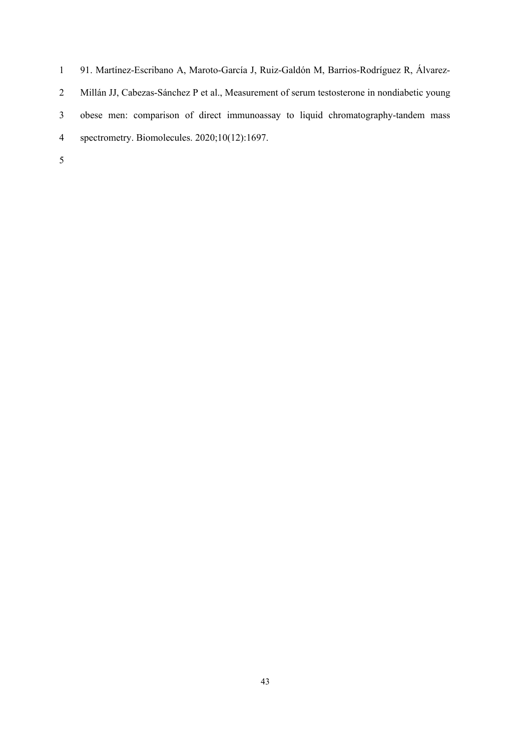91. Martínez-Escribano A, Maroto-García J, Ruiz-Galdón M, Barrios-Rodríguez R, Álvarez-Millán JJ, Cabezas-Sánchez P et al., Measurement of serum testosterone in nondiabetic young obese men: comparison of direct immunoassay to liquid chromatography-tandem mass spectrometry. Biomolecules. 2020;10(12):1697.